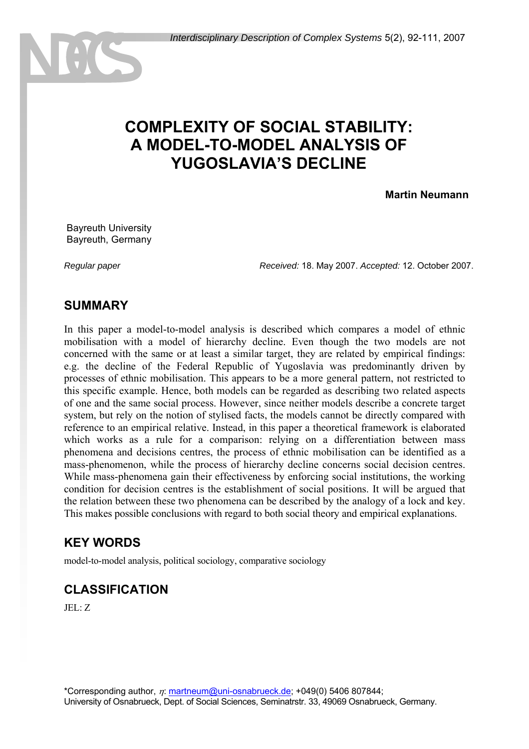# COMPLEXITY OF SOCIAL STABILITY: A MODEL-TO-MODEL ANALYSIS OF YUGOSLAVIA'S DECLINE

**Martin Neumann**

Bayreuth University
Bayreuth, Germany

*Regular paper* *Received:* 18. May 2007. *Accepted:* 12. October 2007.

## SUMMARY

In this paper a model-to-model analysis is described which compares a model of ethnic mobilisation with a model of hierarchy decline. Even though the two models are not concerned with the same or at least a similar target, they are related by empirical findings: e.g. the decline of the Federal Republic of Yugoslavia was predominantly driven by processes of ethnic mobilisation. This appears to be a more general pattern, not restricted to this specific example. Hence, both models can be regarded as describing two related aspects of one and the same social process. However, since neither models describe a concrete target system, but rely on the notion of stylised facts, the models cannot be directly compared with reference to an empirical relative. Instead, in this paper a theoretical framework is elaborated which works as a rule for a comparison: relying on a differentiation between mass phenomena and decisions centres, the process of ethnic mobilisation can be identified as a mass-phenomenon, while the process of hierarchy decline concerns social decision centres. While mass-phenomena gain their effectiveness by enforcing social institutions, the working condition for decision centres is the establishment of social positions. It will be argued that the relation between these two phenomena can be described by the analogy of a lock and key. This makes possible conclusions with regard to both social theory and empirical explanations.

## KEY WORDS

model-to-model analysis, political sociology, comparative sociology

## CLASSIFICATION

JEL: Z

*Corresponding author, $\eta$: martneum@uni-osnabrueck.de; +049(0) 5406 807844;
University of Osnabrueck, Dept. of Social Sciences, Seminatrstr. 33, 49069 Osnabrueck, Germany.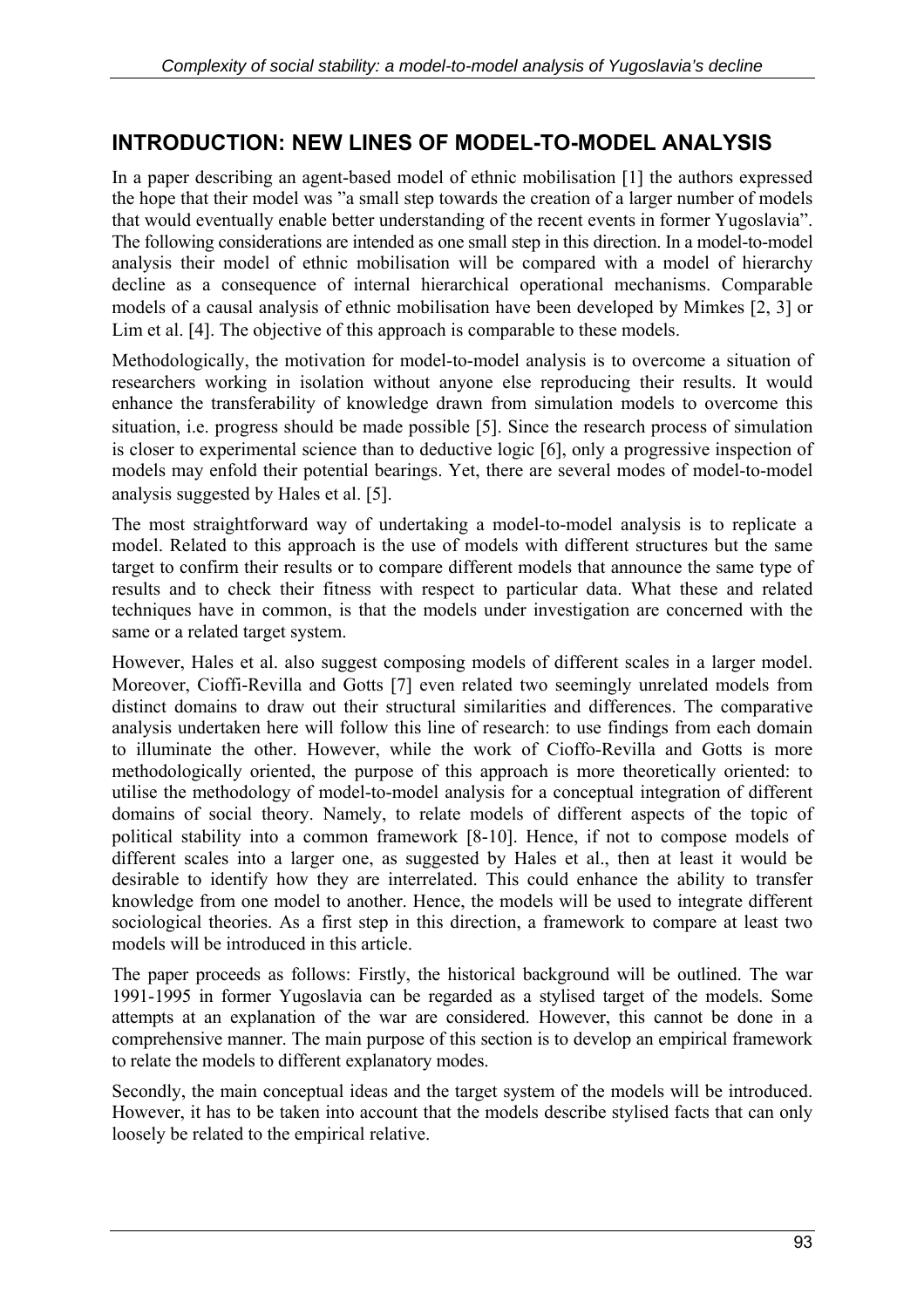## INTRODUCTION: NEW LINES OF MODEL-TO-MODEL ANALYSIS

In a paper describing an agent-based model of ethnic mobilisation [1] the authors expressed the hope that their model was "a small step towards the creation of a larger number of models that would eventually enable better understanding of the recent events in former Yugoslavia". The following considerations are intended as one small step in this direction. In a model-to-model analysis their model of ethnic mobilisation will be compared with a model of hierarchy decline as a consequence of internal hierarchical operational mechanisms. Comparable models of a causal analysis of ethnic mobilisation have been developed by Mimkes [2, 3] or Lim et al. [4]. The objective of this approach is comparable to these models.

Methodologically, the motivation for model-to-model analysis is to overcome a situation of researchers working in isolation without anyone else reproducing their results. It would enhance the transferability of knowledge drawn from simulation models to overcome this situation, i.e. progress should be made possible [5]. Since the research process of simulation is closer to experimental science than to deductive logic [6], only a progressive inspection of models may enfold their potential bearings. Yet, there are several modes of model-to-model analysis suggested by Hales et al. [5].

The most straightforward way of undertaking a model-to-model analysis is to replicate a model. Related to this approach is the use of models with different structures but the same target to confirm their results or to compare different models that announce the same type of results and to check their fitness with respect to particular data. What these and related techniques have in common, is that the models under investigation are concerned with the same or a related target system.

However, Hales et al. also suggest composing models of different scales in a larger model. Moreover, Cioffi-Revilla and Gotts [7] even related two seemingly unrelated models from distinct domains to draw out their structural similarities and differences. The comparative analysis undertaken here will follow this line of research: to use findings from each domain to illuminate the other. However, while the work of Cioffo-Revilla and Gotts is more methodologically oriented, the purpose of this approach is more theoretically oriented: to utilise the methodology of model-to-model analysis for a conceptual integration of different domains of social theory. Namely, to relate models of different aspects of the topic of political stability into a common framework [8-10]. Hence, if not to compose models of different scales into a larger one, as suggested by Hales et al., then at least it would be desirable to identify how they are interrelated. This could enhance the ability to transfer knowledge from one model to another. Hence, the models will be used to integrate different sociological theories. As a first step in this direction, a framework to compare at least two models will be introduced in this article.

The paper proceeds as follows: Firstly, the historical background will be outlined. The war 1991-1995 in former Yugoslavia can be regarded as a stylised target of the models. Some attempts at an explanation of the war are considered. However, this cannot be done in a comprehensive manner. The main purpose of this section is to develop an empirical framework to relate the models to different explanatory modes.

Secondly, the main conceptual ideas and the target system of the models will be introduced. However, it has to be taken into account that the models describe stylised facts that can only loosely be related to the empirical relative.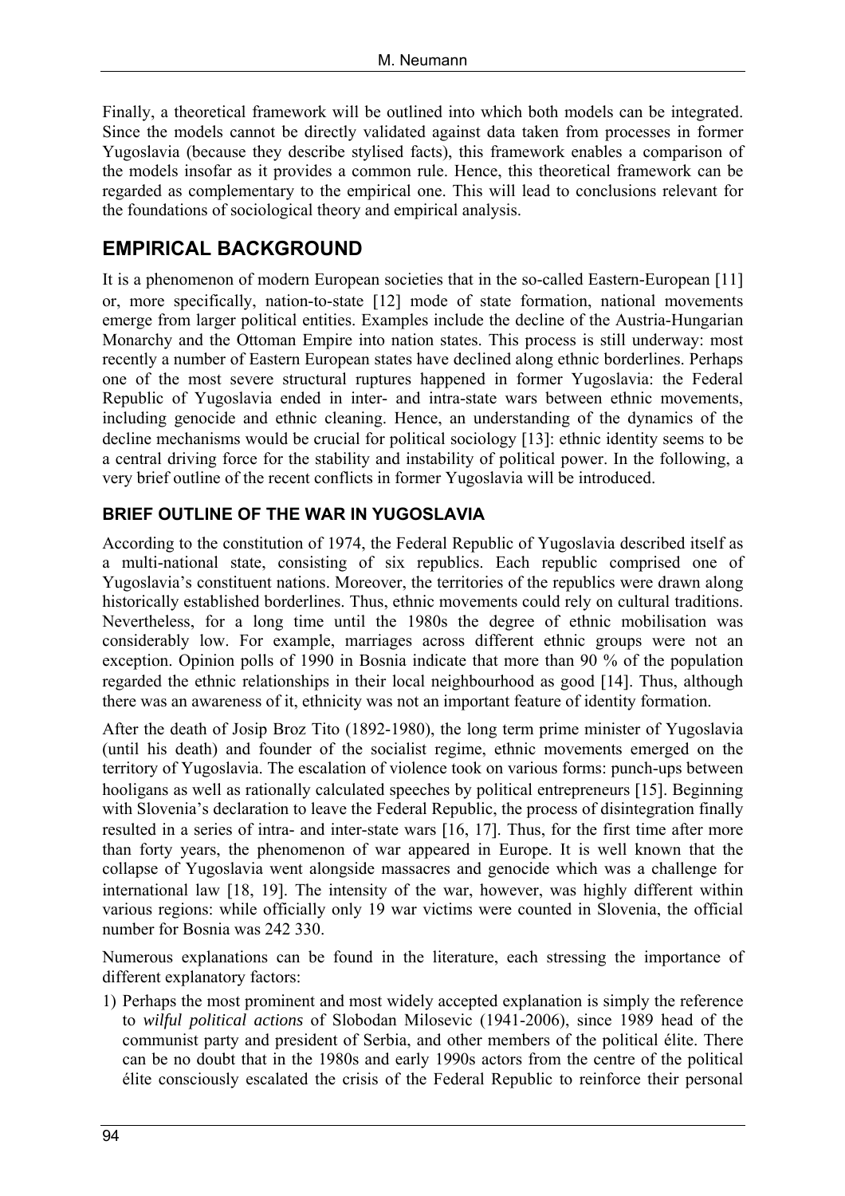Finally, a theoretical framework will be outlined into which both models can be integrated. Since the models cannot be directly validated against data taken from processes in former Yugoslavia (because they describe stylised facts), this framework enables a comparison of the models insofar as it provides a common rule. Hence, this theoretical framework can be regarded as complementary to the empirical one. This will lead to conclusions relevant for the foundations of sociological theory and empirical analysis.

## EMPIRICAL BACKGROUND

It is a phenomenon of modern European societies that in the so-called Eastern-European [11] or, more specifically, nation-to-state [12] mode of state formation, national movements emerge from larger political entities. Examples include the decline of the Austria-Hungarian Monarchy and the Ottoman Empire into nation states. This process is still underway: most recently a number of Eastern European states have declined along ethnic borderlines. Perhaps one of the most severe structural ruptures happened in former Yugoslavia: the Federal Republic of Yugoslavia ended in inter- and intra-state wars between ethnic movements, including genocide and ethnic cleaning. Hence, an understanding of the dynamics of the decline mechanisms would be crucial for political sociology [13]: ethnic identity seems to be a central driving force for the stability and instability of political power. In the following, a very brief outline of the recent conflicts in former Yugoslavia will be introduced.

### BRIEF OUTLINE OF THE WAR IN YUGOSLAVIA

According to the constitution of 1974, the Federal Republic of Yugoslavia described itself as a multi-national state, consisting of six republics. Each republic comprised one of Yugoslavia's constituent nations. Moreover, the territories of the republics were drawn along historically established borderlines. Thus, ethnic movements could rely on cultural traditions. Nevertheless, for a long time until the 1980s the degree of ethnic mobilisation was considerably low. For example, marriages across different ethnic groups were not an exception. Opinion polls of 1990 in Bosnia indicate that more than 90 % of the population regarded the ethnic relationships in their local neighbourhood as good [14]. Thus, although there was an awareness of it, ethnicity was not an important feature of identity formation.

After the death of Josip Broz Tito (1892-1980), the long term prime minister of Yugoslavia (until his death) and founder of the socialist regime, ethnic movements emerged on the territory of Yugoslavia. The escalation of violence took on various forms: punch-ups between hooligans as well as rationally calculated speeches by political entrepreneurs [15]. Beginning with Slovenia's declaration to leave the Federal Republic, the process of disintegration finally resulted in a series of intra- and inter-state wars [16, 17]. Thus, for the first time after more than forty years, the phenomenon of war appeared in Europe. It is well known that the collapse of Yugoslavia went alongside massacres and genocide which was a challenge for international law [18, 19]. The intensity of the war, however, was highly different within various regions: while officially only 19 war victims were counted in Slovenia, the official number for Bosnia was 242 330.

Numerous explanations can be found in the literature, each stressing the importance of different explanatory factors:

1) Perhaps the most prominent and most widely accepted explanation is simply the reference to *wilful political actions* of Slobodan Milosevic (1941-2006), since 1989 head of the communist party and president of Serbia, and other members of the political élite. There can be no doubt that in the 1980s and early 1990s actors from the centre of the political élite consciously escalated the crisis of the Federal Republic to reinforce their personal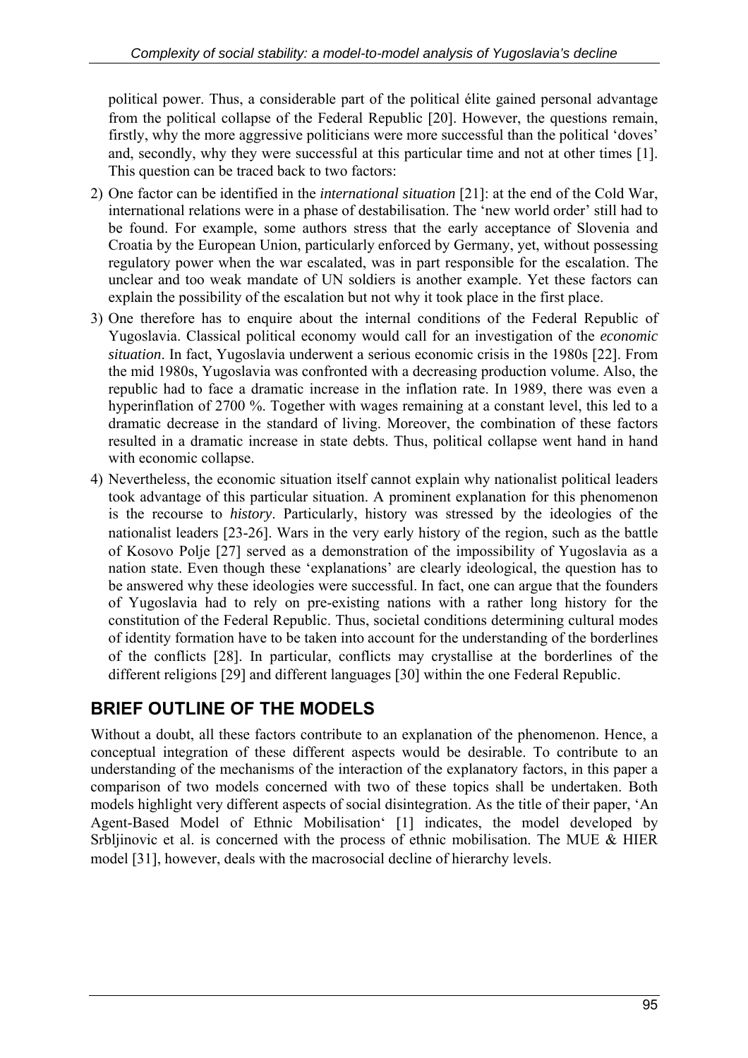political power. Thus, a considerable part of the political élite gained personal advantage from the political collapse of the Federal Republic [20]. However, the questions remain, firstly, why the more aggressive politicians were more successful than the political 'doves' and, secondly, why they were successful at this particular time and not at other times [1]. This question can be traced back to two factors:

2) One factor can be identified in the *international situation* [21]: at the end of the Cold War, international relations were in a phase of destabilisation. The 'new world order' still had to be found. For example, some authors stress that the early acceptance of Slovenia and Croatia by the European Union, particularly enforced by Germany, yet, without possessing regulatory power when the war escalated, was in part responsible for the escalation. The unclear and too weak mandate of UN soldiers is another example. Yet these factors can explain the possibility of the escalation but not why it took place in the first place.
3) One therefore has to enquire about the internal conditions of the Federal Republic of Yugoslavia. Classical political economy would call for an investigation of the *economic situation*. In fact, Yugoslavia underwent a serious economic crisis in the 1980s [22]. From the mid 1980s, Yugoslavia was confronted with a decreasing production volume. Also, the republic had to face a dramatic increase in the inflation rate. In 1989, there was even a hyperinflation of 2700 %. Together with wages remaining at a constant level, this led to a dramatic decrease in the standard of living. Moreover, the combination of these factors resulted in a dramatic increase in state debts. Thus, political collapse went hand in hand with economic collapse.
4) Nevertheless, the economic situation itself cannot explain why nationalist political leaders took advantage of this particular situation. A prominent explanation for this phenomenon is the recourse to *history*. Particularly, history was stressed by the ideologies of the nationalist leaders [23-26]. Wars in the very early history of the region, such as the battle of Kosovo Polje [27] served as a demonstration of the impossibility of Yugoslavia as a nation state. Even though these 'explanations' are clearly ideological, the question has to be answered why these ideologies were successful. In fact, one can argue that the founders of Yugoslavia had to rely on pre-existing nations with a rather long history for the constitution of the Federal Republic. Thus, societal conditions determining cultural modes of identity formation have to be taken into account for the understanding of the borderlines of the conflicts [28]. In particular, conflicts may crystallise at the borderlines of the different religions [29] and different languages [30] within the one Federal Republic.

## BRIEF OUTLINE OF THE MODELS

Without a doubt, all these factors contribute to an explanation of the phenomenon. Hence, a conceptual integration of these different aspects would be desirable. To contribute to an understanding of the mechanisms of the interaction of the explanatory factors, in this paper a comparison of two models concerned with two of these topics shall be undertaken. Both models highlight very different aspects of social disintegration. As the title of their paper, 'An Agent-Based Model of Ethnic Mobilisation' [1] indicates, the model developed by Srbljinovic et al. is concerned with the process of ethnic mobilisation. The MUE & HIER model [31], however, deals with the macrosocial decline of hierarchy levels.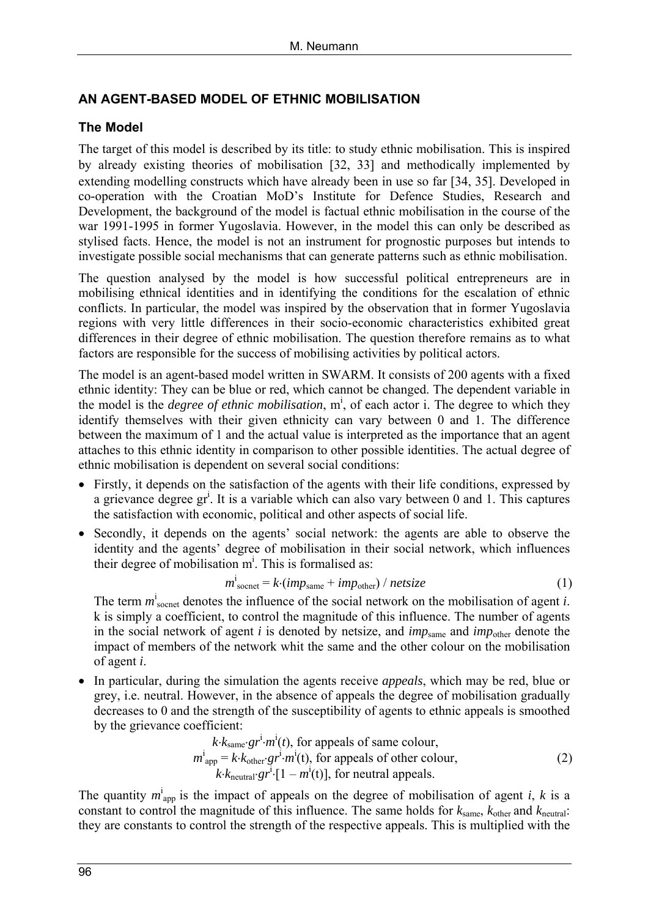## AN AGENT-BASED MODEL OF ETHNIC MOBILISATION

### The Model

The target of this model is described by its title: to study ethnic mobilisation. This is inspired by already existing theories of mobilisation [32, 33] and methodically implemented by extending modelling constructs which have already been in use so far [34, 35]. Developed in co-operation with the Croatian MoD's Institute for Defence Studies, Research and Development, the background of the model is factual ethnic mobilisation in the course of the war 1991-1995 in former Yugoslavia. However, in the model this can only be described as stylised facts. Hence, the model is not an instrument for prognostic purposes but intends to investigate possible social mechanisms that can generate patterns such as ethnic mobilisation.

The question analysed by the model is how successful political entrepreneurs are in mobilising ethnical identities and in identifying the conditions for the escalation of ethnic conflicts. In particular, the model was inspired by the observation that in former Yugoslavia regions with very little differences in their socio-economic characteristics exhibited great differences in their degree of ethnic mobilisation. The question therefore remains as to what factors are responsible for the success of mobilising activities by political actors.

The model is an agent-based model written in SWARM. It consists of 200 agents with a fixed ethnic identity: They can be blue or red, which cannot be changed. The dependent variable in the model is the *degree of ethnic mobilisation*, $m^i$, of each actor i. The degree to which they identify themselves with their given ethnicity can vary between 0 and 1. The difference between the maximum of 1 and the actual value is interpreted as the importance that an agent attaches to this ethnic identity in comparison to other possible identities. The actual degree of ethnic mobilisation is dependent on several social conditions:

- Firstly, it depends on the satisfaction of the agents with their life conditions, expressed by a grievance degree $gr^i$. It is a variable which can also vary between 0 and 1. This captures the satisfaction with economic, political and other aspects of social life.
- Secondly, it depends on the agents' social network: the agents are able to observe the identity and the agents' degree of mobilisation in their social network, which influences their degree of mobilisation $m^i$. This is formalised as:

$$m^i_{\text{socnet}} = k\cdot(imp_{\text{same}} + imp_{\text{other}}) \,/\, netsize \tag{1}$$

  The term $m^i_{\text{socnet}}$ denotes the influence of the social network on the mobilisation of agent *i*. k is simply a coefficient, to control the magnitude of this influence. The number of agents in the social network of agent *i* is denoted by netsize, and $imp_{\text{same}}$ and $imp_{\text{other}}$ denote the impact of members of the network whit the same and the other colour on the mobilisation of agent *i*.
- In particular, during the simulation the agents receive *appeals*, which may be red, blue or grey, i.e. neutral. However, in the absence of appeals the degree of mobilisation gradually decreases to 0 and the strength of the susceptibility of agents to ethnic appeals is smoothed by the grievance coefficient:

$$m^i_{\text{app}} = \begin{cases} k\cdot k_{\text{same}}\cdot gr^i\cdot m^i(t), & \text{for appeals of same colour,} \\ k\cdot k_{\text{other}}\cdot gr^i\cdot m^i(t), & \text{for appeals of other colour,} \\ k\cdot k_{\text{neutral}}\cdot gr^i\cdot[1 - m^i(t)], & \text{for neutral appeals.} \end{cases} \tag{2}$$

The quantity $m^i_{\text{app}}$ is the impact of appeals on the degree of mobilisation of agent *i*, *k* is a constant to control the magnitude of this influence. The same holds for $k_{\text{same}}$, $k_{\text{other}}$ and $k_{\text{neutral}}$: they are constants to control the strength of the respective appeals. This is multiplied with the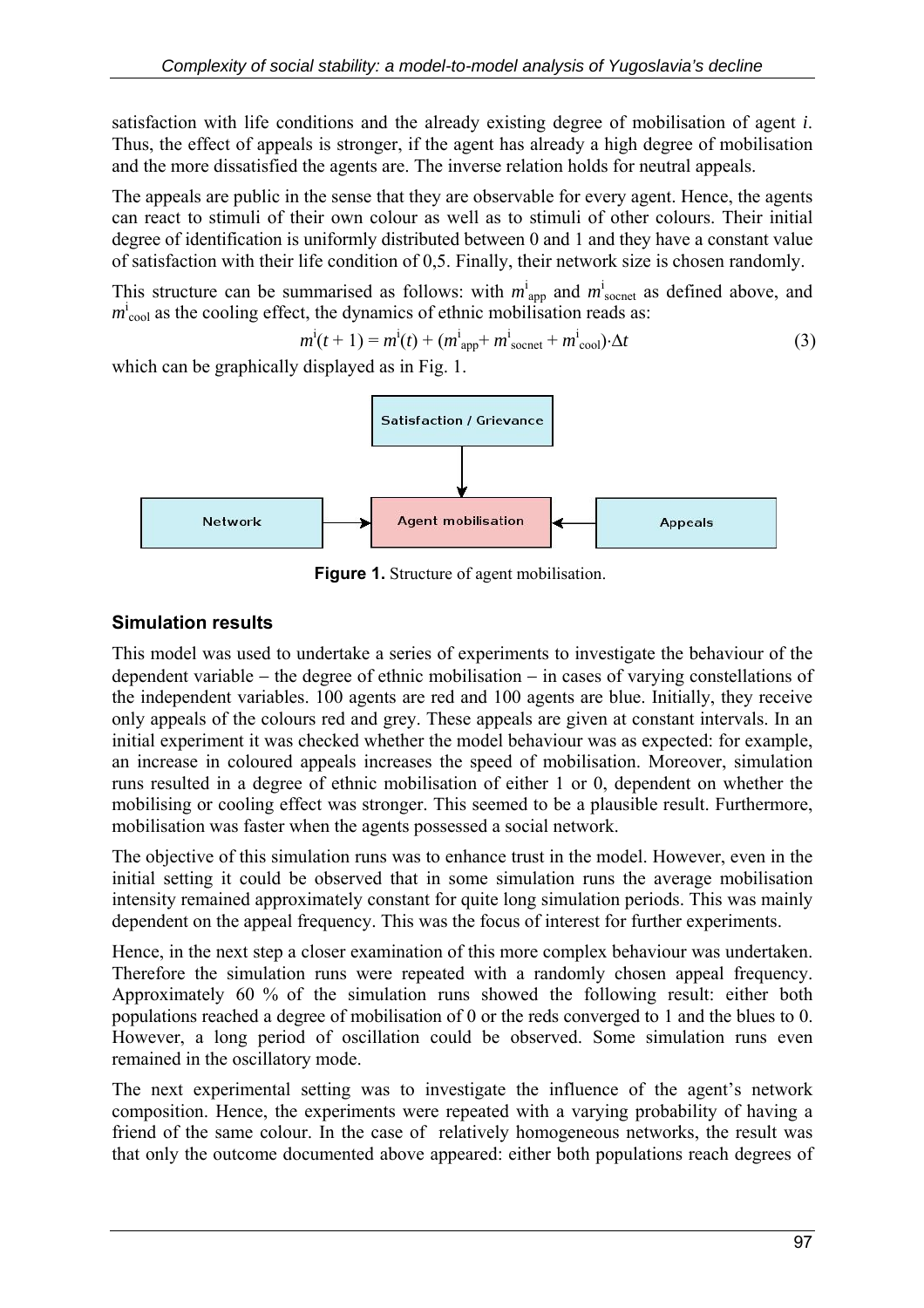satisfaction with life conditions and the already existing degree of mobilisation of agent *i*. Thus, the effect of appeals is stronger, if the agent has already a high degree of mobilisation and the more dissatisfied the agents are. The inverse relation holds for neutral appeals.

The appeals are public in the sense that they are observable for every agent. Hence, the agents can react to stimuli of their own colour as well as to stimuli of other colours. Their initial degree of identification is uniformly distributed between 0 and 1 and they have a constant value of satisfaction with their life condition of 0,5. Finally, their network size is chosen randomly.

This structure can be summarised as follows: with $m^i_{app}$ and $m^i_{socnet}$ as defined above, and $m^i_{cool}$ as the cooling effect, the dynamics of ethnic mobilisation reads as:

$$m^i(t + 1) = m^i(t) + (m^i_{app} + m^i_{socnet} + m^i_{cool}) \cdot \Delta t \quad (3)$$

which can be graphically displayed as in Fig. 1.

Satisfaction / Grievance

Network → Agent mobilisation ← Appeals

**Figure 1.** Structure of agent mobilisation.

### Simulation results

This model was used to undertake a series of experiments to investigate the behaviour of the dependent variable – the degree of ethnic mobilisation – in cases of varying constellations of the independent variables. 100 agents are red and 100 agents are blue. Initially, they receive only appeals of the colours red and grey. These appeals are given at constant intervals. In an initial experiment it was checked whether the model behaviour was as expected: for example, an increase in coloured appeals increases the speed of mobilisation. Moreover, simulation runs resulted in a degree of ethnic mobilisation of either 1 or 0, dependent on whether the mobilising or cooling effect was stronger. This seemed to be a plausible result. Furthermore, mobilisation was faster when the agents possessed a social network.

The objective of this simulation runs was to enhance trust in the model. However, even in the initial setting it could be observed that in some simulation runs the average mobilisation intensity remained approximately constant for quite long simulation periods. This was mainly dependent on the appeal frequency. This was the focus of interest for further experiments.

Hence, in the next step a closer examination of this more complex behaviour was undertaken. Therefore the simulation runs were repeated with a randomly chosen appeal frequency. Approximately 60 % of the simulation runs showed the following result: either both populations reached a degree of mobilisation of 0 or the reds converged to 1 and the blues to 0. However, a long period of oscillation could be observed. Some simulation runs even remained in the oscillatory mode.

The next experimental setting was to investigate the influence of the agent's network composition. Hence, the experiments were repeated with a varying probability of having a friend of the same colour. In the case of relatively homogeneous networks, the result was that only the outcome documented above appeared: either both populations reach degrees of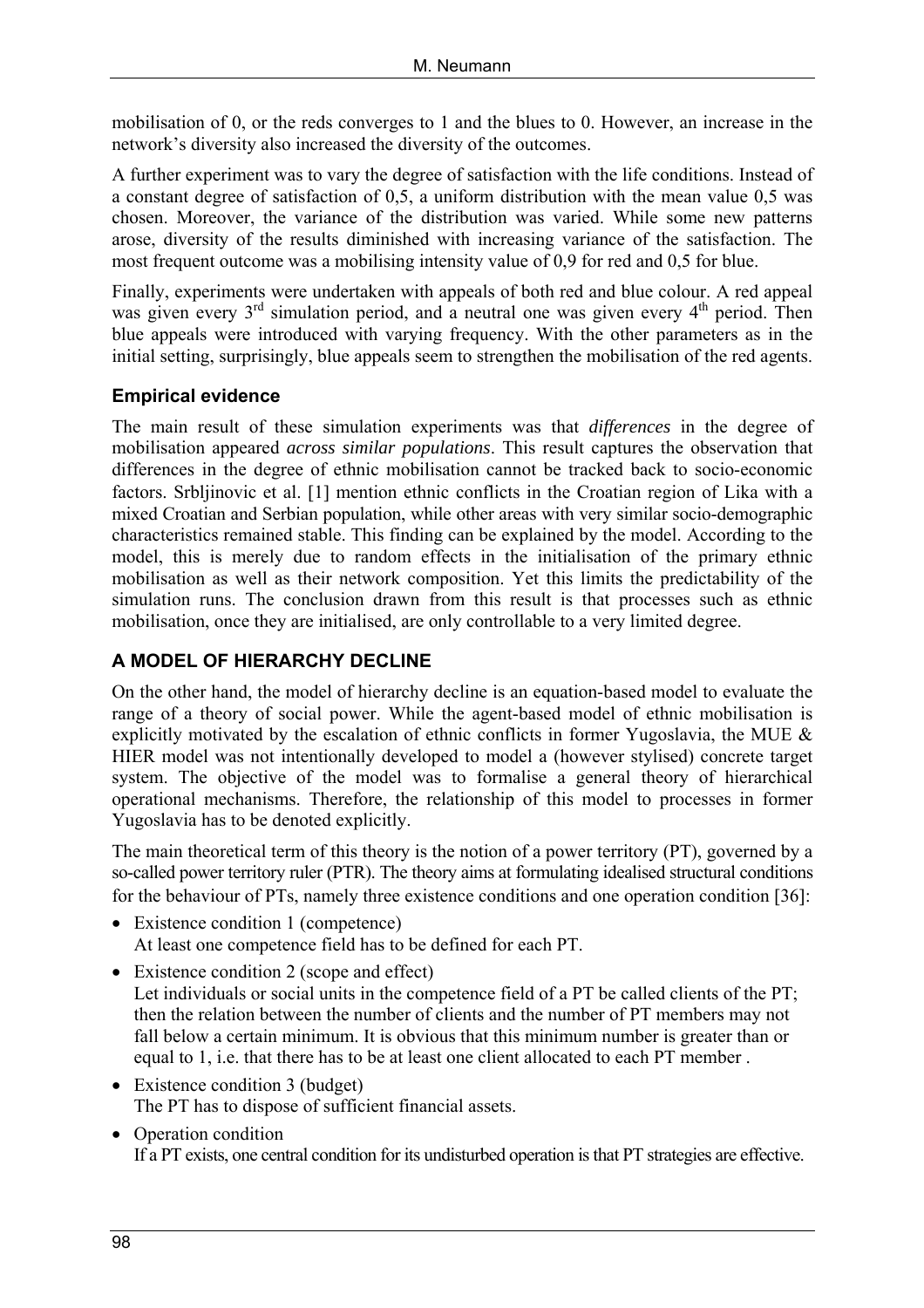mobilisation of 0, or the reds converges to 1 and the blues to 0. However, an increase in the network's diversity also increased the diversity of the outcomes.

A further experiment was to vary the degree of satisfaction with the life conditions. Instead of a constant degree of satisfaction of 0,5, a uniform distribution with the mean value 0,5 was chosen. Moreover, the variance of the distribution was varied. While some new patterns arose, diversity of the results diminished with increasing variance of the satisfaction. The most frequent outcome was a mobilising intensity value of 0,9 for red and 0,5 for blue.

Finally, experiments were undertaken with appeals of both red and blue colour. A red appeal was given every 3rd simulation period, and a neutral one was given every 4th period. Then blue appeals were introduced with varying frequency. With the other parameters as in the initial setting, surprisingly, blue appeals seem to strengthen the mobilisation of the red agents.

### Empirical evidence

The main result of these simulation experiments was that *differences* in the degree of mobilisation appeared *across similar populations*. This result captures the observation that differences in the degree of ethnic mobilisation cannot be tracked back to socio-economic factors. Srbljinovic et al. [1] mention ethnic conflicts in the Croatian region of Lika with a mixed Croatian and Serbian population, while other areas with very similar socio-demographic characteristics remained stable. This finding can be explained by the model. According to the model, this is merely due to random effects in the initialisation of the primary ethnic mobilisation as well as their network composition. Yet this limits the predictability of the simulation runs. The conclusion drawn from this result is that processes such as ethnic mobilisation, once they are initialised, are only controllable to a very limited degree.

## A MODEL OF HIERARCHY DECLINE

On the other hand, the model of hierarchy decline is an equation-based model to evaluate the range of a theory of social power. While the agent-based model of ethnic mobilisation is explicitly motivated by the escalation of ethnic conflicts in former Yugoslavia, the MUE & HIER model was not intentionally developed to model a (however stylised) concrete target system. The objective of the model was to formalise a general theory of hierarchical operational mechanisms. Therefore, the relationship of this model to processes in former Yugoslavia has to be denoted explicitly.

The main theoretical term of this theory is the notion of a power territory (PT), governed by a so-called power territory ruler (PTR). The theory aims at formulating idealised structural conditions for the behaviour of PTs, namely three existence conditions and one operation condition [36]:

- Existence condition 1 (competence)
  At least one competence field has to be defined for each PT.
- Existence condition 2 (scope and effect)
  Let individuals or social units in the competence field of a PT be called clients of the PT; then the relation between the number of clients and the number of PT members may not fall below a certain minimum. It is obvious that this minimum number is greater than or equal to 1, i.e. that there has to be at least one client allocated to each PT member .
- Existence condition 3 (budget)
  The PT has to dispose of sufficient financial assets.
- Operation condition
  If a PT exists, one central condition for its undisturbed operation is that PT strategies are effective.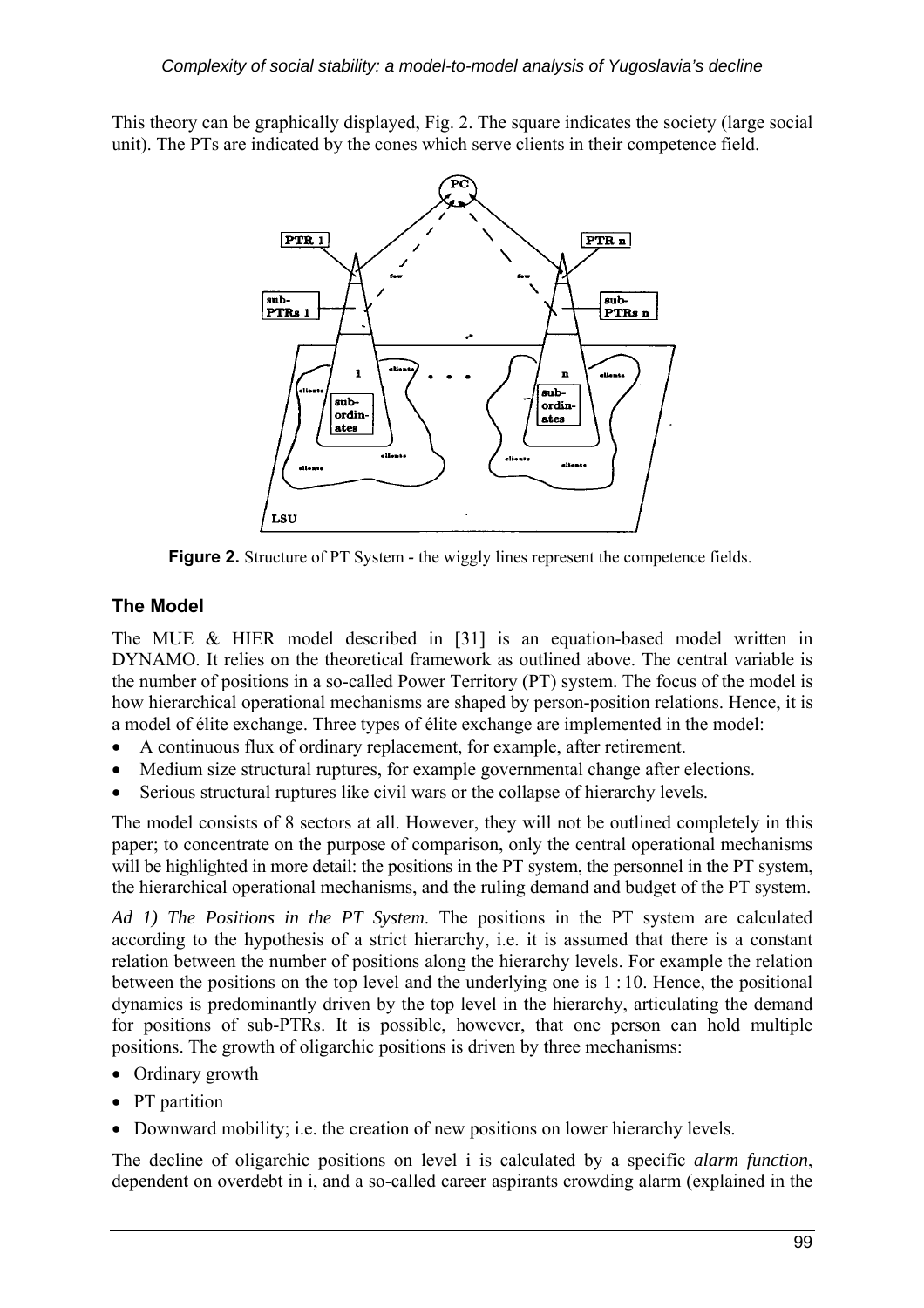This theory can be graphically displayed, Fig. 2. The square indicates the society (large social unit). The PTs are indicated by the cones which serve clients in their competence field.

**Figure 2.** Structure of PT System - the wiggly lines represent the competence fields.

## The Model

The MUE & HIER model described in [31] is an equation-based model written in DYNAMO. It relies on the theoretical framework as outlined above. The central variable is the number of positions in a so-called Power Territory (PT) system. The focus of the model is how hierarchical operational mechanisms are shaped by person-position relations. Hence, it is a model of élite exchange. Three types of élite exchange are implemented in the model:

- A continuous flux of ordinary replacement, for example, after retirement.
- Medium size structural ruptures, for example governmental change after elections.
- Serious structural ruptures like civil wars or the collapse of hierarchy levels.

The model consists of 8 sectors at all. However, they will not be outlined completely in this paper; to concentrate on the purpose of comparison, only the central operational mechanisms will be highlighted in more detail: the positions in the PT system, the personnel in the PT system, the hierarchical operational mechanisms, and the ruling demand and budget of the PT system.

*Ad 1) The Positions in the PT System*. The positions in the PT system are calculated according to the hypothesis of a strict hierarchy, i.e. it is assumed that there is a constant relation between the number of positions along the hierarchy levels. For example the relation between the positions on the top level and the underlying one is 1 : 10. Hence, the positional dynamics is predominantly driven by the top level in the hierarchy, articulating the demand for positions of sub-PTRs. It is possible, however, that one person can hold multiple positions. The growth of oligarchic positions is driven by three mechanisms:

- Ordinary growth
- PT partition
- Downward mobility; i.e. the creation of new positions on lower hierarchy levels.

The decline of oligarchic positions on level i is calculated by a specific *alarm function*, dependent on overdebt in i, and a so-called career aspirants crowding alarm (explained in the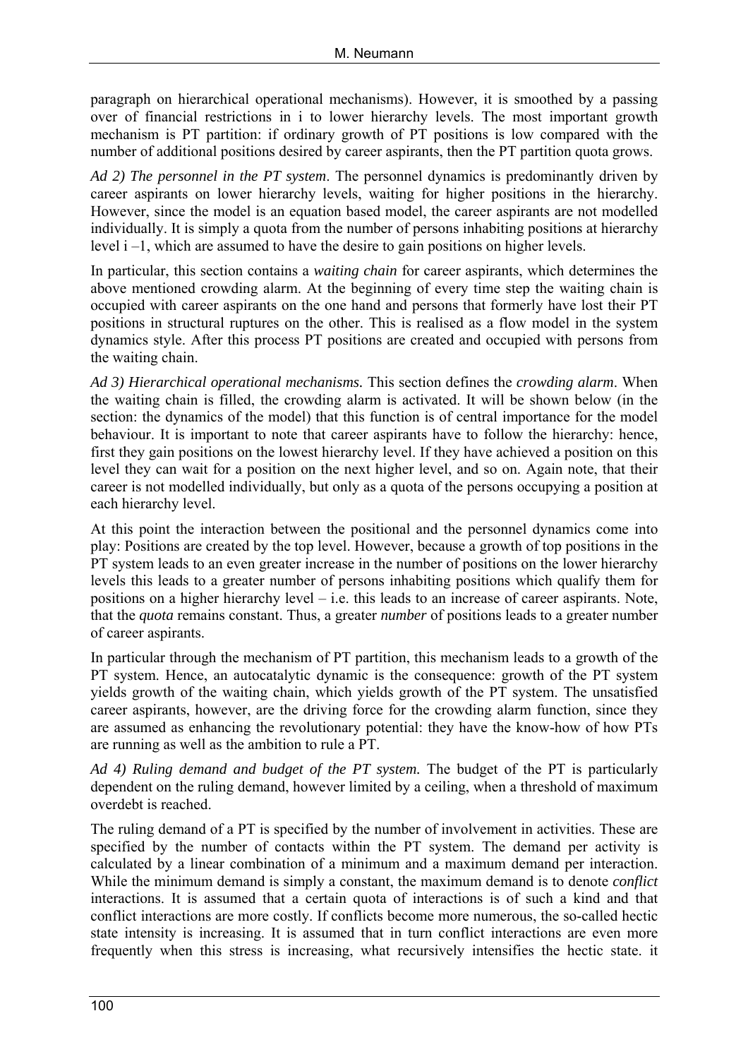paragraph on hierarchical operational mechanisms). However, it is smoothed by a passing over of financial restrictions in i to lower hierarchy levels. The most important growth mechanism is PT partition: if ordinary growth of PT positions is low compared with the number of additional positions desired by career aspirants, then the PT partition quota grows.

*Ad 2) The personnel in the PT system*. The personnel dynamics is predominantly driven by career aspirants on lower hierarchy levels, waiting for higher positions in the hierarchy. However, since the model is an equation based model, the career aspirants are not modelled individually. It is simply a quota from the number of persons inhabiting positions at hierarchy level $i-1$, which are assumed to have the desire to gain positions on higher levels.

In particular, this section contains a *waiting chain* for career aspirants, which determines the above mentioned crowding alarm. At the beginning of every time step the waiting chain is occupied with career aspirants on the one hand and persons that formerly have lost their PT positions in structural ruptures on the other. This is realised as a flow model in the system dynamics style. After this process PT positions are created and occupied with persons from the waiting chain.

*Ad 3) Hierarchical operational mechanisms.* This section defines the *crowding alarm*. When the waiting chain is filled, the crowding alarm is activated. It will be shown below (in the section: the dynamics of the model) that this function is of central importance for the model behaviour. It is important to note that career aspirants have to follow the hierarchy: hence, first they gain positions on the lowest hierarchy level. If they have achieved a position on this level they can wait for a position on the next higher level, and so on. Again note, that their career is not modelled individually, but only as a quota of the persons occupying a position at each hierarchy level.

At this point the interaction between the positional and the personnel dynamics come into play: Positions are created by the top level. However, because a growth of top positions in the PT system leads to an even greater increase in the number of positions on the lower hierarchy levels this leads to a greater number of persons inhabiting positions which qualify them for positions on a higher hierarchy level – i.e. this leads to an increase of career aspirants. Note, that the *quota* remains constant. Thus, a greater *number* of positions leads to a greater number of career aspirants.

In particular through the mechanism of PT partition, this mechanism leads to a growth of the PT system. Hence, an autocatalytic dynamic is the consequence: growth of the PT system yields growth of the waiting chain, which yields growth of the PT system. The unsatisfied career aspirants, however, are the driving force for the crowding alarm function, since they are assumed as enhancing the revolutionary potential: they have the know-how of how PTs are running as well as the ambition to rule a PT.

*Ad 4) Ruling demand and budget of the PT system.* The budget of the PT is particularly dependent on the ruling demand, however limited by a ceiling, when a threshold of maximum overdebt is reached.

The ruling demand of a PT is specified by the number of involvement in activities. These are specified by the number of contacts within the PT system. The demand per activity is calculated by a linear combination of a minimum and a maximum demand per interaction. While the minimum demand is simply a constant, the maximum demand is to denote *conflict* interactions. It is assumed that a certain quota of interactions is of such a kind and that conflict interactions are more costly. If conflicts become more numerous, the so-called hectic state intensity is increasing. It is assumed that in turn conflict interactions are even more frequently when this stress is increasing, what recursively intensifies the hectic state. it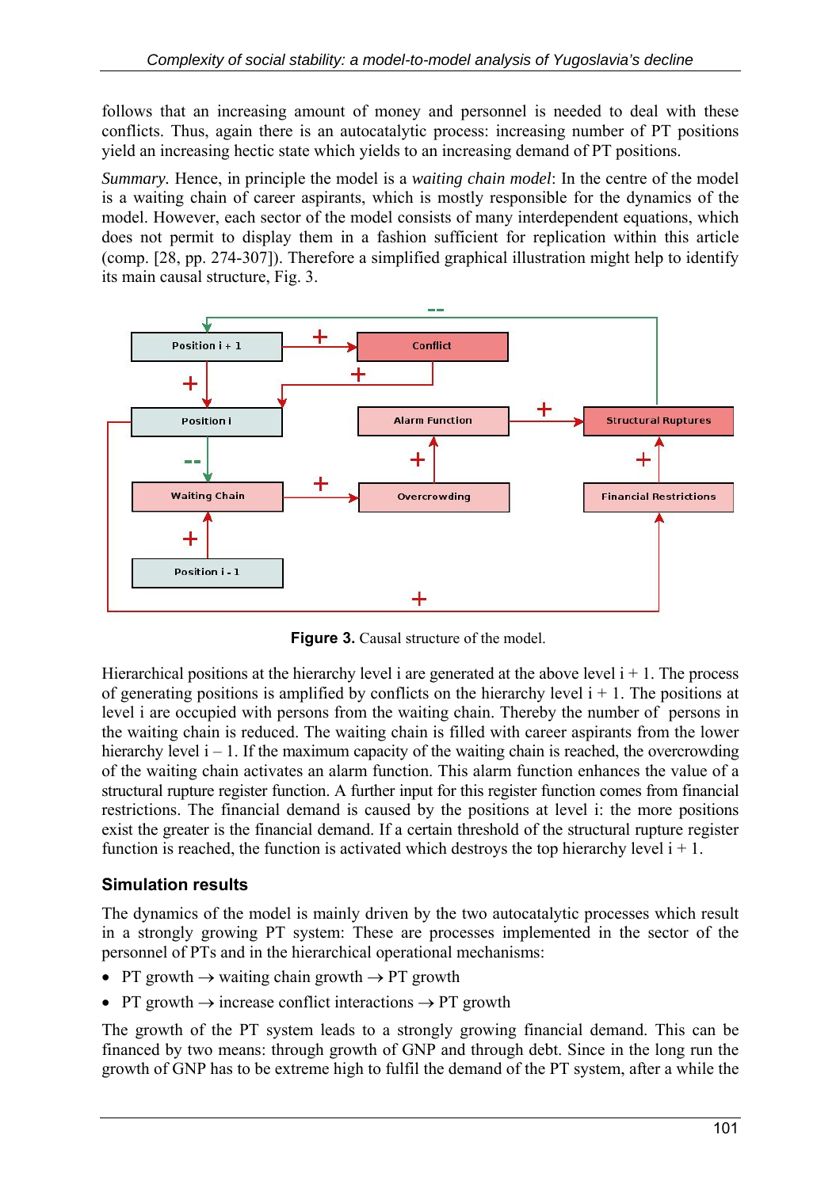follows that an increasing amount of money and personnel is needed to deal with these conflicts. Thus, again there is an autocatalytic process: increasing number of PT positions yield an increasing hectic state which yields to an increasing demand of PT positions.

*Summary.* Hence, in principle the model is a *waiting chain model*: In the centre of the model is a waiting chain of career aspirants, which is mostly responsible for the dynamics of the model. However, each sector of the model consists of many interdependent equations, which does not permit to display them in a fashion sufficient for replication within this article (comp. [28, pp. 274-307]). Therefore a simplified graphical illustration might help to identify its main causal structure, Fig. 3.

**Figure 3.** Causal structure of the model.

Hierarchical positions at the hierarchy level i are generated at the above level i + 1. The process of generating positions is amplified by conflicts on the hierarchy level i + 1. The positions at level i are occupied with persons from the waiting chain. Thereby the number of persons in the waiting chain is reduced. The waiting chain is filled with career aspirants from the lower hierarchy level i – 1. If the maximum capacity of the waiting chain is reached, the overcrowding of the waiting chain activates an alarm function. This alarm function enhances the value of a structural rupture register function. A further input for this register function comes from financial restrictions. The financial demand is caused by the positions at level i: the more positions exist the greater is the financial demand. If a certain threshold of the structural rupture register function is reached, the function is activated which destroys the top hierarchy level i + 1.

## Simulation results

The dynamics of the model is mainly driven by the two autocatalytic processes which result in a strongly growing PT system: These are processes implemented in the sector of the personnel of PTs and in the hierarchical operational mechanisms:

- PT growth → waiting chain growth → PT growth
- PT growth → increase conflict interactions → PT growth

The growth of the PT system leads to a strongly growing financial demand. This can be financed by two means: through growth of GNP and through debt. Since in the long run the growth of GNP has to be extreme high to fulfil the demand of the PT system, after a while the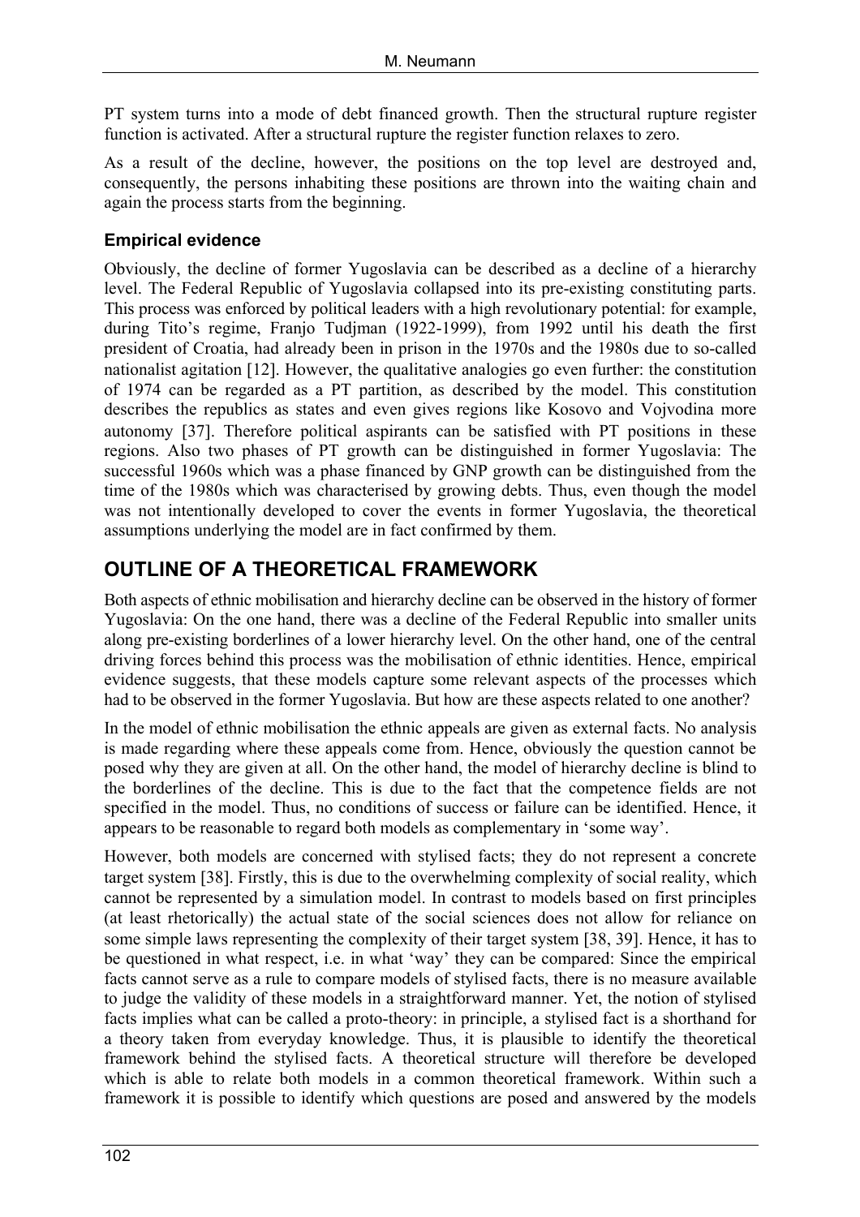PT system turns into a mode of debt financed growth. Then the structural rupture register function is activated. After a structural rupture the register function relaxes to zero.

As a result of the decline, however, the positions on the top level are destroyed and, consequently, the persons inhabiting these positions are thrown into the waiting chain and again the process starts from the beginning.

### Empirical evidence

Obviously, the decline of former Yugoslavia can be described as a decline of a hierarchy level. The Federal Republic of Yugoslavia collapsed into its pre-existing constituting parts. This process was enforced by political leaders with a high revolutionary potential: for example, during Tito's regime, Franjo Tudjman (1922-1999), from 1992 until his death the first president of Croatia, had already been in prison in the 1970s and the 1980s due to so-called nationalist agitation [12]. However, the qualitative analogies go even further: the constitution of 1974 can be regarded as a PT partition, as described by the model. This constitution describes the republics as states and even gives regions like Kosovo and Vojvodina more autonomy [37]. Therefore political aspirants can be satisfied with PT positions in these regions. Also two phases of PT growth can be distinguished in former Yugoslavia: The successful 1960s which was a phase financed by GNP growth can be distinguished from the time of the 1980s which was characterised by growing debts. Thus, even though the model was not intentionally developed to cover the events in former Yugoslavia, the theoretical assumptions underlying the model are in fact confirmed by them.

## OUTLINE OF A THEORETICAL FRAMEWORK

Both aspects of ethnic mobilisation and hierarchy decline can be observed in the history of former Yugoslavia: On the one hand, there was a decline of the Federal Republic into smaller units along pre-existing borderlines of a lower hierarchy level. On the other hand, one of the central driving forces behind this process was the mobilisation of ethnic identities. Hence, empirical evidence suggests, that these models capture some relevant aspects of the processes which had to be observed in the former Yugoslavia. But how are these aspects related to one another?

In the model of ethnic mobilisation the ethnic appeals are given as external facts. No analysis is made regarding where these appeals come from. Hence, obviously the question cannot be posed why they are given at all. On the other hand, the model of hierarchy decline is blind to the borderlines of the decline. This is due to the fact that the competence fields are not specified in the model. Thus, no conditions of success or failure can be identified. Hence, it appears to be reasonable to regard both models as complementary in 'some way'.

However, both models are concerned with stylised facts; they do not represent a concrete target system [38]. Firstly, this is due to the overwhelming complexity of social reality, which cannot be represented by a simulation model. In contrast to models based on first principles (at least rhetorically) the actual state of the social sciences does not allow for reliance on some simple laws representing the complexity of their target system [38, 39]. Hence, it has to be questioned in what respect, i.e. in what 'way' they can be compared: Since the empirical facts cannot serve as a rule to compare models of stylised facts, there is no measure available to judge the validity of these models in a straightforward manner. Yet, the notion of stylised facts implies what can be called a proto-theory: in principle, a stylised fact is a shorthand for a theory taken from everyday knowledge. Thus, it is plausible to identify the theoretical framework behind the stylised facts. A theoretical structure will therefore be developed which is able to relate both models in a common theoretical framework. Within such a framework it is possible to identify which questions are posed and answered by the models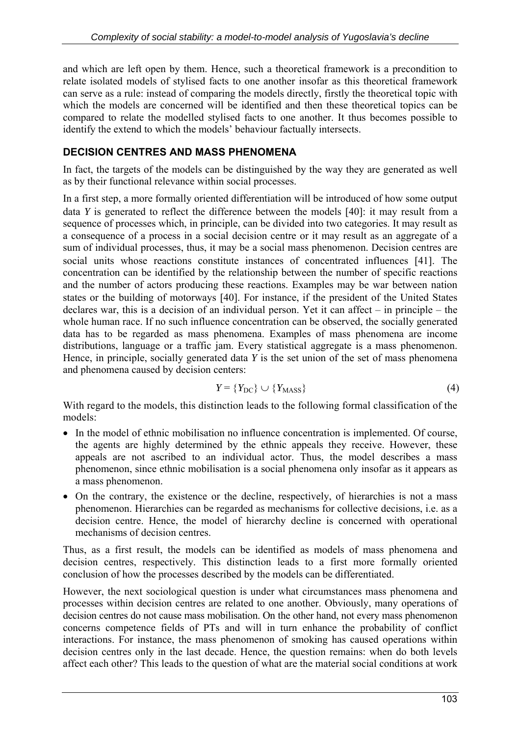and which are left open by them. Hence, such a theoretical framework is a precondition to relate isolated models of stylised facts to one another insofar as this theoretical framework can serve as a rule: instead of comparing the models directly, firstly the theoretical topic with which the models are concerned will be identified and then these theoretical topics can be compared to relate the modelled stylised facts to one another. It thus becomes possible to identify the extend to which the models' behaviour factually intersects.

## DECISION CENTRES AND MASS PHENOMENA

In fact, the targets of the models can be distinguished by the way they are generated as well as by their functional relevance within social processes.

In a first step, a more formally oriented differentiation will be introduced of how some output data $Y$ is generated to reflect the difference between the models [40]: it may result from a sequence of processes which, in principle, can be divided into two categories. It may result as a consequence of a process in a social decision centre or it may result as an aggregate of a sum of individual processes, thus, it may be a social mass phenomenon. Decision centres are social units whose reactions constitute instances of concentrated influences [41]. The concentration can be identified by the relationship between the number of specific reactions and the number of actors producing these reactions. Examples may be war between nation states or the building of motorways [40]. For instance, if the president of the United States declares war, this is a decision of an individual person. Yet it can affect – in principle – the whole human race. If no such influence concentration can be observed, the socially generated data has to be regarded as mass phenomena. Examples of mass phenomena are income distributions, language or a traffic jam. Every statistical aggregate is a mass phenomenon. Hence, in principle, socially generated data $Y$ is the set union of the set of mass phenomena and phenomena caused by decision centers:

$$Y = \{Y_{\mathrm{DC}}\} \cup \{Y_{\mathrm{MASS}}\} \tag{4}$$

With regard to the models, this distinction leads to the following formal classification of the models:

- In the model of ethnic mobilisation no influence concentration is implemented. Of course, the agents are highly determined by the ethnic appeals they receive. However, these appeals are not ascribed to an individual actor. Thus, the model describes a mass phenomenon, since ethnic mobilisation is a social phenomena only insofar as it appears as a mass phenomenon.
- On the contrary, the existence or the decline, respectively, of hierarchies is not a mass phenomenon. Hierarchies can be regarded as mechanisms for collective decisions, i.e. as a decision centre. Hence, the model of hierarchy decline is concerned with operational mechanisms of decision centres.

Thus, as a first result, the models can be identified as models of mass phenomena and decision centres, respectively. This distinction leads to a first more formally oriented conclusion of how the processes described by the models can be differentiated.

However, the next sociological question is under what circumstances mass phenomena and processes within decision centres are related to one another. Obviously, many operations of decision centres do not cause mass mobilisation. On the other hand, not every mass phenomenon concerns competence fields of PTs and will in turn enhance the probability of conflict interactions. For instance, the mass phenomenon of smoking has caused operations within decision centres only in the last decade. Hence, the question remains: when do both levels affect each other? This leads to the question of what are the material social conditions at work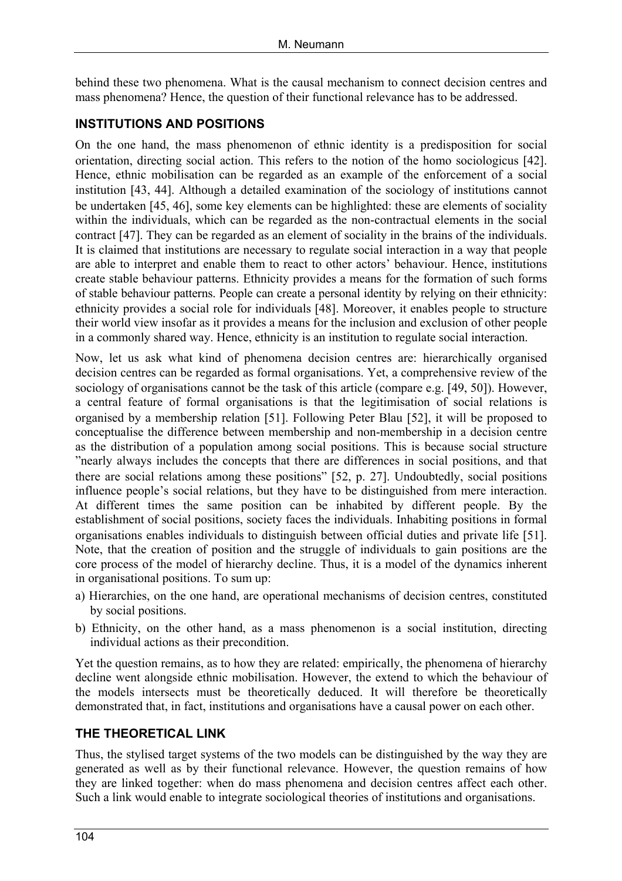behind these two phenomena. What is the causal mechanism to connect decision centres and mass phenomena? Hence, the question of their functional relevance has to be addressed.

## INSTITUTIONS AND POSITIONS

On the one hand, the mass phenomenon of ethnic identity is a predisposition for social orientation, directing social action. This refers to the notion of the homo sociologicus [42]. Hence, ethnic mobilisation can be regarded as an example of the enforcement of a social institution [43, 44]. Although a detailed examination of the sociology of institutions cannot be undertaken [45, 46], some key elements can be highlighted: these are elements of sociality within the individuals, which can be regarded as the non-contractual elements in the social contract [47]. They can be regarded as an element of sociality in the brains of the individuals. It is claimed that institutions are necessary to regulate social interaction in a way that people are able to interpret and enable them to react to other actors' behaviour. Hence, institutions create stable behaviour patterns. Ethnicity provides a means for the formation of such forms of stable behaviour patterns. People can create a personal identity by relying on their ethnicity: ethnicity provides a social role for individuals [48]. Moreover, it enables people to structure their world view insofar as it provides a means for the inclusion and exclusion of other people in a commonly shared way. Hence, ethnicity is an institution to regulate social interaction.

Now, let us ask what kind of phenomena decision centres are: hierarchically organised decision centres can be regarded as formal organisations. Yet, a comprehensive review of the sociology of organisations cannot be the task of this article (compare e.g. [49, 50]). However, a central feature of formal organisations is that the legitimisation of social relations is organised by a membership relation [51]. Following Peter Blau [52], it will be proposed to conceptualise the difference between membership and non-membership in a decision centre as the distribution of a population among social positions. This is because social structure "nearly always includes the concepts that there are differences in social positions, and that there are social relations among these positions" [52, p. 27]. Undoubtedly, social positions influence people's social relations, but they have to be distinguished from mere interaction. At different times the same position can be inhabited by different people. By the establishment of social positions, society faces the individuals. Inhabiting positions in formal organisations enables individuals to distinguish between official duties and private life [51]. Note, that the creation of position and the struggle of individuals to gain positions are the core process of the model of hierarchy decline. Thus, it is a model of the dynamics inherent in organisational positions. To sum up:

a) Hierarchies, on the one hand, are operational mechanisms of decision centres, constituted by social positions.
b) Ethnicity, on the other hand, as a mass phenomenon is a social institution, directing individual actions as their precondition.

Yet the question remains, as to how they are related: empirically, the phenomena of hierarchy decline went alongside ethnic mobilisation. However, the extend to which the behaviour of the models intersects must be theoretically deduced. It will therefore be theoretically demonstrated that, in fact, institutions and organisations have a causal power on each other.

## THE THEORETICAL LINK

Thus, the stylised target systems of the two models can be distinguished by the way they are generated as well as by their functional relevance. However, the question remains of how they are linked together: when do mass phenomena and decision centres affect each other. Such a link would enable to integrate sociological theories of institutions and organisations.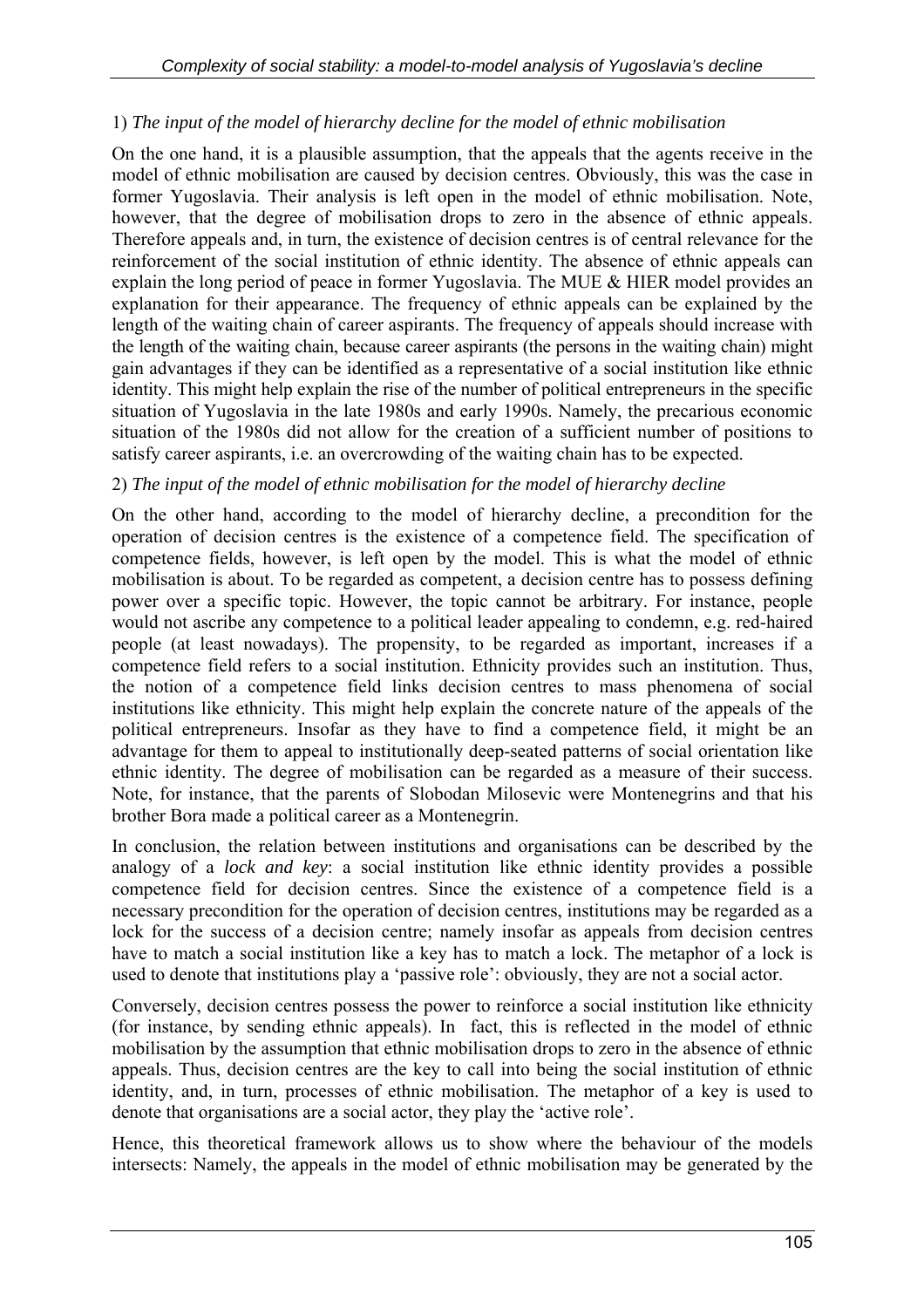1) *The input of the model of hierarchy decline for the model of ethnic mobilisation*

On the one hand, it is a plausible assumption, that the appeals that the agents receive in the model of ethnic mobilisation are caused by decision centres. Obviously, this was the case in former Yugoslavia. Their analysis is left open in the model of ethnic mobilisation. Note, however, that the degree of mobilisation drops to zero in the absence of ethnic appeals. Therefore appeals and, in turn, the existence of decision centres is of central relevance for the reinforcement of the social institution of ethnic identity. The absence of ethnic appeals can explain the long period of peace in former Yugoslavia. The MUE & HIER model provides an explanation for their appearance. The frequency of ethnic appeals can be explained by the length of the waiting chain of career aspirants. The frequency of appeals should increase with the length of the waiting chain, because career aspirants (the persons in the waiting chain) might gain advantages if they can be identified as a representative of a social institution like ethnic identity. This might help explain the rise of the number of political entrepreneurs in the specific situation of Yugoslavia in the late 1980s and early 1990s. Namely, the precarious economic situation of the 1980s did not allow for the creation of a sufficient number of positions to satisfy career aspirants, i.e. an overcrowding of the waiting chain has to be expected.

2) *The input of the model of ethnic mobilisation for the model of hierarchy decline*

On the other hand, according to the model of hierarchy decline, a precondition for the operation of decision centres is the existence of a competence field. The specification of competence fields, however, is left open by the model. This is what the model of ethnic mobilisation is about. To be regarded as competent, a decision centre has to possess defining power over a specific topic. However, the topic cannot be arbitrary. For instance, people would not ascribe any competence to a political leader appealing to condemn, e.g. red-haired people (at least nowadays). The propensity, to be regarded as important, increases if a competence field refers to a social institution. Ethnicity provides such an institution. Thus, the notion of a competence field links decision centres to mass phenomena of social institutions like ethnicity. This might help explain the concrete nature of the appeals of the political entrepreneurs. Insofar as they have to find a competence field, it might be an advantage for them to appeal to institutionally deep-seated patterns of social orientation like ethnic identity. The degree of mobilisation can be regarded as a measure of their success. Note, for instance, that the parents of Slobodan Milosevic were Montenegrins and that his brother Bora made a political career as a Montenegrin.

In conclusion, the relation between institutions and organisations can be described by the analogy of a *lock and key*: a social institution like ethnic identity provides a possible competence field for decision centres. Since the existence of a competence field is a necessary precondition for the operation of decision centres, institutions may be regarded as a lock for the success of a decision centre; namely insofar as appeals from decision centres have to match a social institution like a key has to match a lock. The metaphor of a lock is used to denote that institutions play a 'passive role': obviously, they are not a social actor.

Conversely, decision centres possess the power to reinforce a social institution like ethnicity (for instance, by sending ethnic appeals). In fact, this is reflected in the model of ethnic mobilisation by the assumption that ethnic mobilisation drops to zero in the absence of ethnic appeals. Thus, decision centres are the key to call into being the social institution of ethnic identity, and, in turn, processes of ethnic mobilisation. The metaphor of a key is used to denote that organisations are a social actor, they play the 'active role'.

Hence, this theoretical framework allows us to show where the behaviour of the models intersects: Namely, the appeals in the model of ethnic mobilisation may be generated by the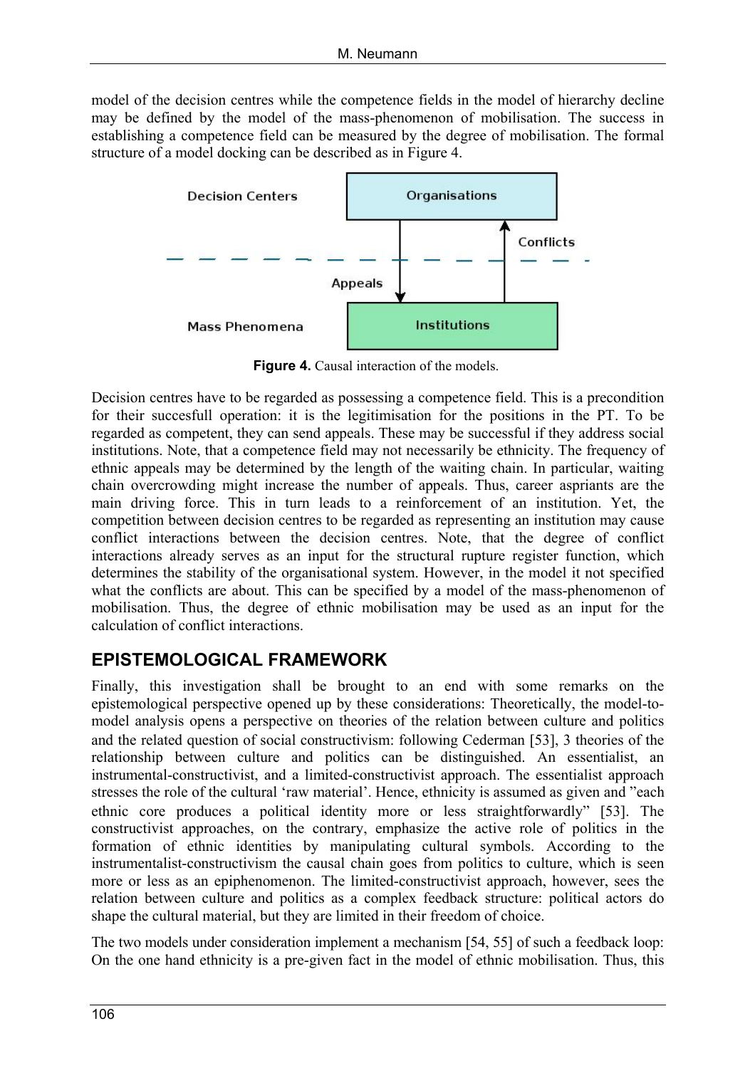model of the decision centres while the competence fields in the model of hierarchy decline may be defined by the model of the mass-phenomenon of mobilisation. The success in establishing a competence field can be measured by the degree of mobilisation. The formal structure of a model docking can be described as in Figure 4.

**Figure 4.** Causal interaction of the models.

Decision centres have to be regarded as possessing a competence field. This is a precondition for their succesfull operation: it is the legitimisation for the positions in the PT. To be regarded as competent, they can send appeals. These may be successful if they address social institutions. Note, that a competence field may not necessarily be ethnicity. The frequency of ethnic appeals may be determined by the length of the waiting chain. In particular, waiting chain overcrowding might increase the number of appeals. Thus, career aspriants are the main driving force. This in turn leads to a reinforcement of an institution. Yet, the competition between decision centres to be regarded as representing an institution may cause conflict interactions between the decision centres. Note, that the degree of conflict interactions already serves as an input for the structural rupture register function, which determines the stability of the organisational system. However, in the model it not specified what the conflicts are about. This can be specified by a model of the mass-phenomenon of mobilisation. Thus, the degree of ethnic mobilisation may be used as an input for the calculation of conflict interactions.

## EPISTEMOLOGICAL FRAMEWORK

Finally, this investigation shall be brought to an end with some remarks on the epistemological perspective opened up by these considerations: Theoretically, the model-to-model analysis opens a perspective on theories of the relation between culture and politics and the related question of social constructivism: following Cederman [53], 3 theories of the relationship between culture and politics can be distinguished. An essentialist, an instrumental-constructivist, and a limited-constructivist approach. The essentialist approach stresses the role of the cultural 'raw material'. Hence, ethnicity is assumed as given and "each ethnic core produces a political identity more or less straightforwardly" [53]. The constructivist approaches, on the contrary, emphasize the active role of politics in the formation of ethnic identities by manipulating cultural symbols. According to the instrumentalist-constructivism the causal chain goes from politics to culture, which is seen more or less as an epiphenomenon. The limited-constructivist approach, however, sees the relation between culture and politics as a complex feedback structure: political actors do shape the cultural material, but they are limited in their freedom of choice.

The two models under consideration implement a mechanism [54, 55] of such a feedback loop: On the one hand ethnicity is a pre-given fact in the model of ethnic mobilisation. Thus, this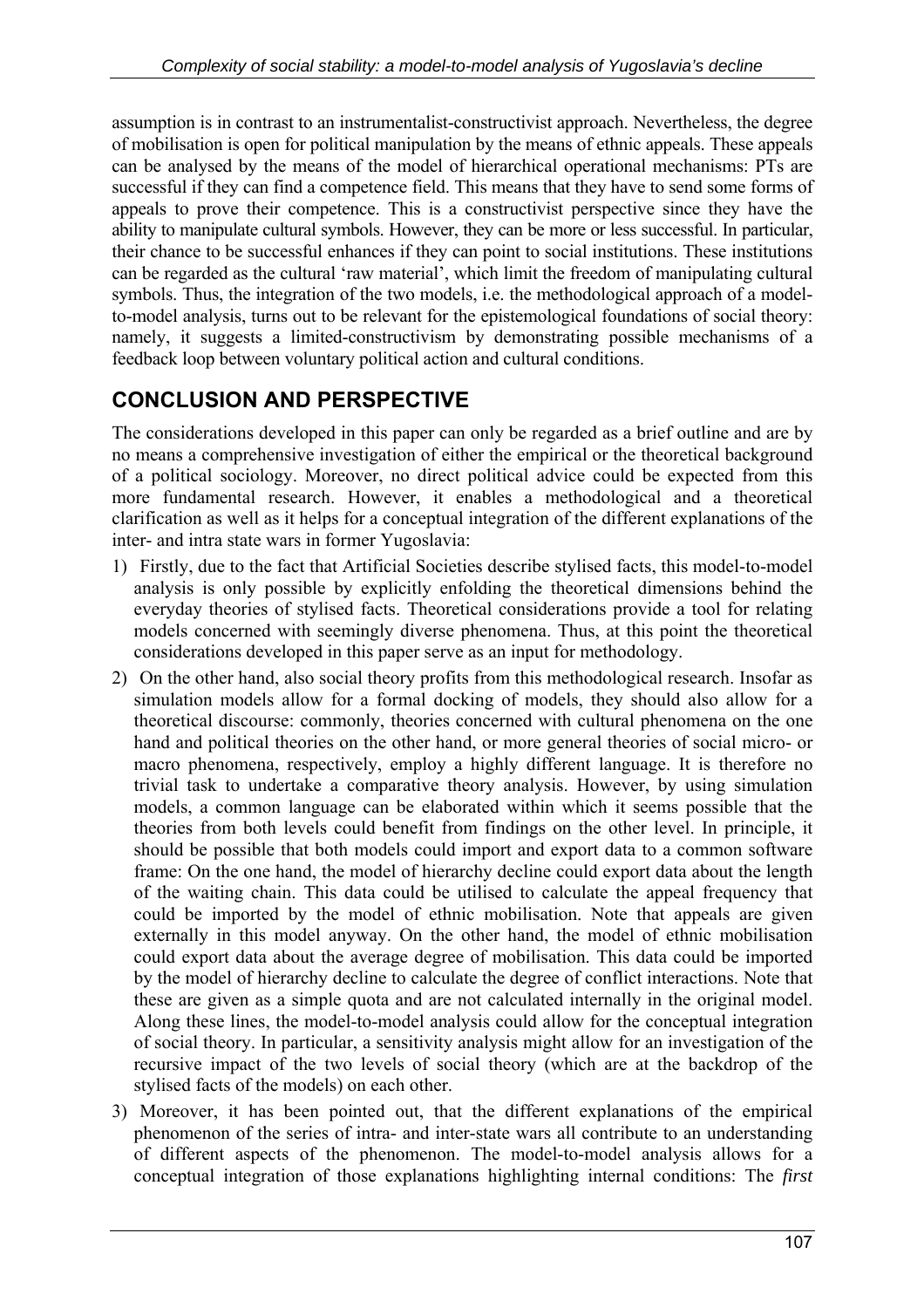assumption is in contrast to an instrumentalist-constructivist approach. Nevertheless, the degree of mobilisation is open for political manipulation by the means of ethnic appeals. These appeals can be analysed by the means of the model of hierarchical operational mechanisms: PTs are successful if they can find a competence field. This means that they have to send some forms of appeals to prove their competence. This is a constructivist perspective since they have the ability to manipulate cultural symbols. However, they can be more or less successful. In particular, their chance to be successful enhances if they can point to social institutions. These institutions can be regarded as the cultural 'raw material', which limit the freedom of manipulating cultural symbols. Thus, the integration of the two models, i.e. the methodological approach of a model-to-model analysis, turns out to be relevant for the epistemological foundations of social theory: namely, it suggests a limited-constructivism by demonstrating possible mechanisms of a feedback loop between voluntary political action and cultural conditions.

## CONCLUSION AND PERSPECTIVE

The considerations developed in this paper can only be regarded as a brief outline and are by no means a comprehensive investigation of either the empirical or the theoretical background of a political sociology. Moreover, no direct political advice could be expected from this more fundamental research. However, it enables a methodological and a theoretical clarification as well as it helps for a conceptual integration of the different explanations of the inter- and intra state wars in former Yugoslavia:

1) Firstly, due to the fact that Artificial Societies describe stylised facts, this model-to-model analysis is only possible by explicitly enfolding the theoretical dimensions behind the everyday theories of stylised facts. Theoretical considerations provide a tool for relating models concerned with seemingly diverse phenomena. Thus, at this point the theoretical considerations developed in this paper serve as an input for methodology.
2) On the other hand, also social theory profits from this methodological research. Insofar as simulation models allow for a formal docking of models, they should also allow for a theoretical discourse: commonly, theories concerned with cultural phenomena on the one hand and political theories on the other hand, or more general theories of social micro- or macro phenomena, respectively, employ a highly different language. It is therefore no trivial task to undertake a comparative theory analysis. However, by using simulation models, a common language can be elaborated within which it seems possible that the theories from both levels could benefit from findings on the other level. In principle, it should be possible that both models could import and export data to a common software frame: On the one hand, the model of hierarchy decline could export data about the length of the waiting chain. This data could be utilised to calculate the appeal frequency that could be imported by the model of ethnic mobilisation. Note that appeals are given externally in this model anyway. On the other hand, the model of ethnic mobilisation could export data about the average degree of mobilisation. This data could be imported by the model of hierarchy decline to calculate the degree of conflict interactions. Note that these are given as a simple quota and are not calculated internally in the original model. Along these lines, the model-to-model analysis could allow for the conceptual integration of social theory. In particular, a sensitivity analysis might allow for an investigation of the recursive impact of the two levels of social theory (which are at the backdrop of the stylised facts of the models) on each other.
3) Moreover, it has been pointed out, that the different explanations of the empirical phenomenon of the series of intra- and inter-state wars all contribute to an understanding of different aspects of the phenomenon. The model-to-model analysis allows for a conceptual integration of those explanations highlighting internal conditions: The *first*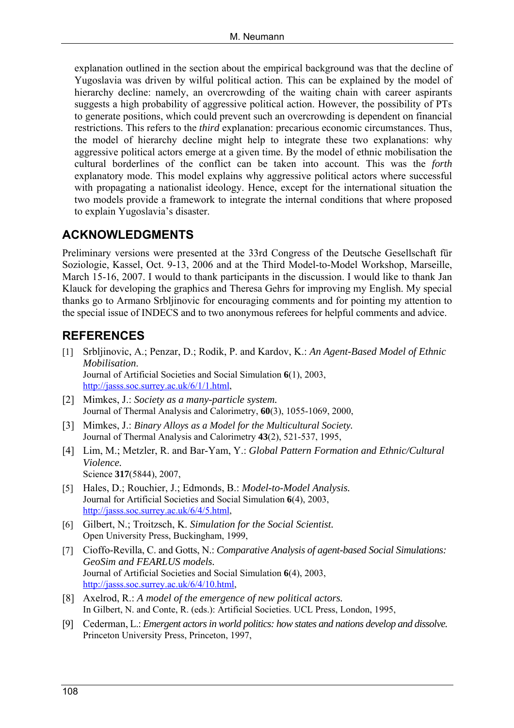explanation outlined in the section about the empirical background was that the decline of Yugoslavia was driven by wilful political action. This can be explained by the model of hierarchy decline: namely, an overcrowding of the waiting chain with career aspirants suggests a high probability of aggressive political action. However, the possibility of PTs to generate positions, which could prevent such an overcrowding is dependent on financial restrictions. This refers to the *third* explanation: precarious economic circumstances. Thus, the model of hierarchy decline might help to integrate these two explanations: why aggressive political actors emerge at a given time. By the model of ethnic mobilisation the cultural borderlines of the conflict can be taken into account. This was the *forth* explanatory mode. This model explains why aggressive political actors where successful with propagating a nationalist ideology. Hence, except for the international situation the two models provide a framework to integrate the internal conditions that where proposed to explain Yugoslavia's disaster.

## ACKNOWLEDGMENTS

Preliminary versions were presented at the 33rd Congress of the Deutsche Gesellschaft für Soziologie, Kassel, Oct. 9-13, 2006 and at the Third Model-to-Model Workshop, Marseille, March 15-16, 2007. I would to thank participants in the discussion. I would like to thank Jan Klauck for developing the graphics and Theresa Gehrs for improving my English. My special thanks go to Armano Srbljinovic for encouraging comments and for pointing my attention to the special issue of INDECS and to two anonymous referees for helpful comments and advice.

## REFERENCES

[1] Srbljinovic, A.; Penzar, D.; Rodik, P. and Kardov, K.: *An Agent-Based Model of Ethnic Mobilisation*. Journal of Artificial Societies and Social Simulation **6**(1), 2003, http://jasss.soc.surrey.ac.uk/6/1/1.html,

[2] Mimkes, J.: *Society as a many-particle system.* Journal of Thermal Analysis and Calorimetry, **60**(3), 1055-1069, 2000,

[3] Mimkes, J.: *Binary Alloys as a Model for the Multicultural Society.* Journal of Thermal Analysis and Calorimetry **43**(2), 521-537, 1995,

[4] Lim, M.; Metzler, R. and Bar-Yam, Y.: *Global Pattern Formation and Ethnic/Cultural Violence.* Science **317**(5844), 2007,

[5] Hales, D.; Rouchier, J.; Edmonds, B.: *Model-to-Model Analysis.* Journal for Artificial Societies and Social Simulation **6**(4), 2003, http://jasss.soc.surrey.ac.uk/6/4/5.html,

[6] Gilbert, N.; Troitzsch, K. *Simulation for the Social Scientist.* Open University Press, Buckingham, 1999,

[7] Cioffo-Revilla, C. and Gotts, N.: *Comparative Analysis of agent-based Social Simulations: GeoSim and FEARLUS models.* Journal of Artificial Societies and Social Simulation **6**(4), 2003, http://jasss.soc.surrey.ac.uk/6/4/10.html,

[8] Axelrod, R.: *A model of the emergence of new political actors.* In Gilbert, N. and Conte, R. (eds.): Artificial Societies. UCL Press, London, 1995,

[9] Cederman, L.: *Emergent actors in world politics: how states and nations develop and dissolve.* Princeton University Press, Princeton, 1997,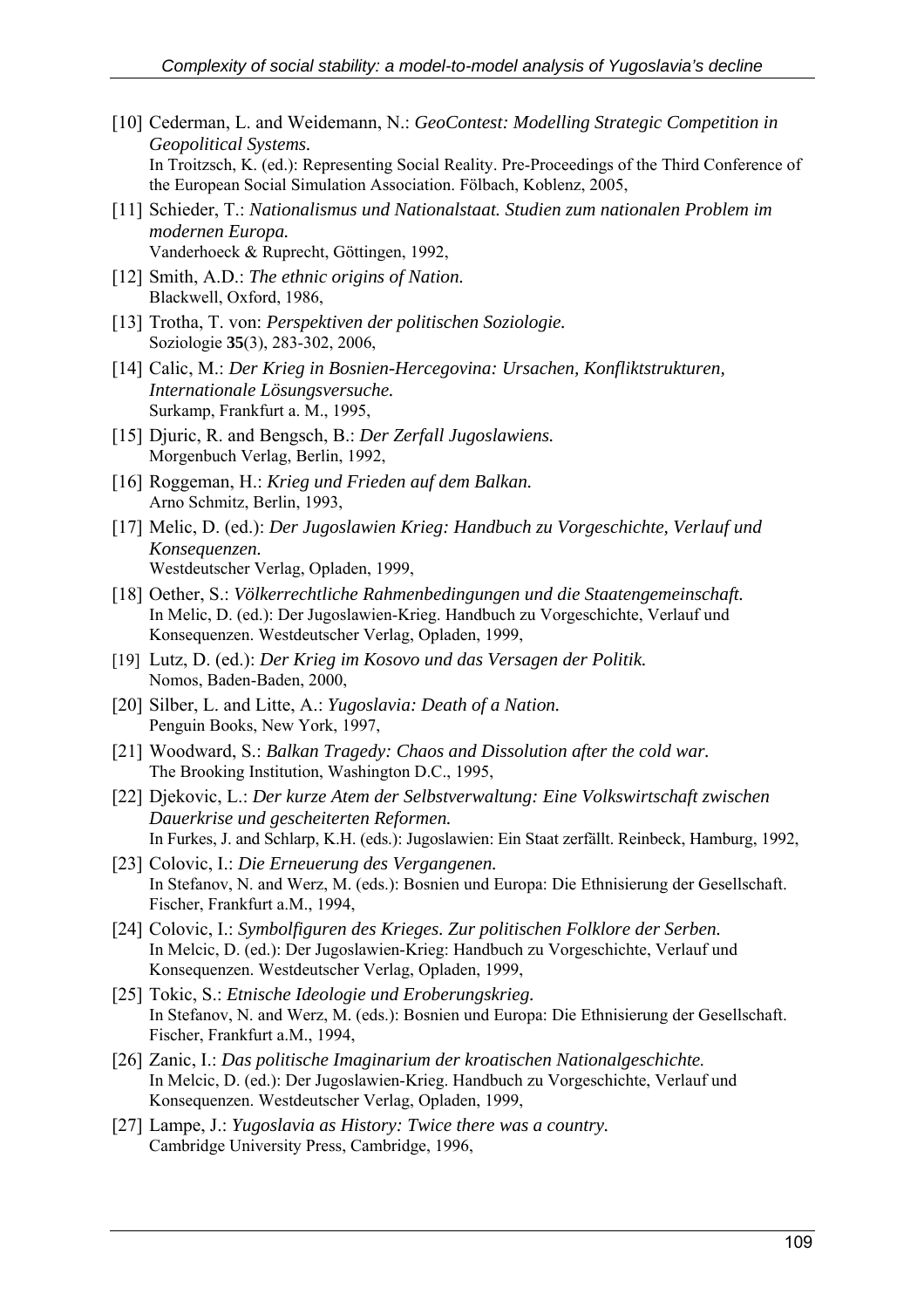[10] Cederman, L. and Weidemann, N.: *GeoContest: Modelling Strategic Competition in Geopolitical Systems.*
In Troitzsch, K. (ed.): Representing Social Reality. Pre-Proceedings of the Third Conference of the European Social Simulation Association. Fölbach, Koblenz, 2005,

[11] Schieder, T.: *Nationalismus und Nationalstaat. Studien zum nationalen Problem im modernen Europa.*
Vanderhoeck & Ruprecht, Göttingen, 1992,

[12] Smith, A.D.: *The ethnic origins of Nation.*
Blackwell, Oxford, 1986,

[13] Trotha, T. von: *Perspektiven der politischen Soziologie.*
Soziologie **35**(3), 283-302, 2006,

[14] Calic, M.: *Der Krieg in Bosnien-Hercegovina: Ursachen, Konfliktstrukturen, Internationale Lösungsversuche.*
Surkamp, Frankfurt a. M., 1995,

[15] Djuric, R. and Bengsch, B.: *Der Zerfall Jugoslawiens.*
Morgenbuch Verlag, Berlin, 1992,

[16] Roggeman, H.: *Krieg und Frieden auf dem Balkan.*
Arno Schmitz, Berlin, 1993,

[17] Melic, D. (ed.): *Der Jugoslawien Krieg: Handbuch zu Vorgeschichte, Verlauf und Konsequenzen.*
Westdeutscher Verlag, Opladen, 1999,

[18] Oether, S.: *Völkerrechtliche Rahmenbedingungen und die Staatengemeinschaft.*
In Melic, D. (ed.): Der Jugoslawien-Krieg. Handbuch zu Vorgeschichte, Verlauf und Konsequenzen. Westdeutscher Verlag, Opladen, 1999,

[19] Lutz, D. (ed.): *Der Krieg im Kosovo und das Versagen der Politik.*
Nomos, Baden-Baden, 2000,

[20] Silber, L. and Litte, A.: *Yugoslavia: Death of a Nation.*
Penguin Books, New York, 1997,

[21] Woodward, S.: *Balkan Tragedy: Chaos and Dissolution after the cold war.*
The Brooking Institution, Washington D.C., 1995,

[22] Djekovic, L.: *Der kurze Atem der Selbstverwaltung: Eine Volkswirtschaft zwischen Dauerkrise und gescheiterten Reformen.*
In Furkes, J. and Schlarp, K.H. (eds.): Jugoslawien: Ein Staat zerfällt. Reinbeck, Hamburg, 1992,

[23] Colovic, I.: *Die Erneuerung des Vergangenen.*
In Stefanov, N. and Werz, M. (eds.): Bosnien und Europa: Die Ethnisierung der Gesellschaft. Fischer, Frankfurt a.M., 1994,

[24] Colovic, I.: *Symbolfiguren des Krieges. Zur politischen Folklore der Serben.*
In Melcic, D. (ed.): Der Jugoslawien-Krieg: Handbuch zu Vorgeschichte, Verlauf und Konsequenzen. Westdeutscher Verlag, Opladen, 1999,

[25] Tokic, S.: *Etnische Ideologie und Eroberungskrieg.*
In Stefanov, N. and Werz, M. (eds.): Bosnien und Europa: Die Ethnisierung der Gesellschaft. Fischer, Frankfurt a.M., 1994,

[26] Zanic, I.: *Das politische Imaginarium der kroatischen Nationalgeschichte.*
In Melcic, D. (ed.): Der Jugoslawien-Krieg. Handbuch zu Vorgeschichte, Verlauf und Konsequenzen. Westdeutscher Verlag, Opladen, 1999,

[27] Lampe, J.: *Yugoslavia as History: Twice there was a country.*
Cambridge University Press, Cambridge, 1996,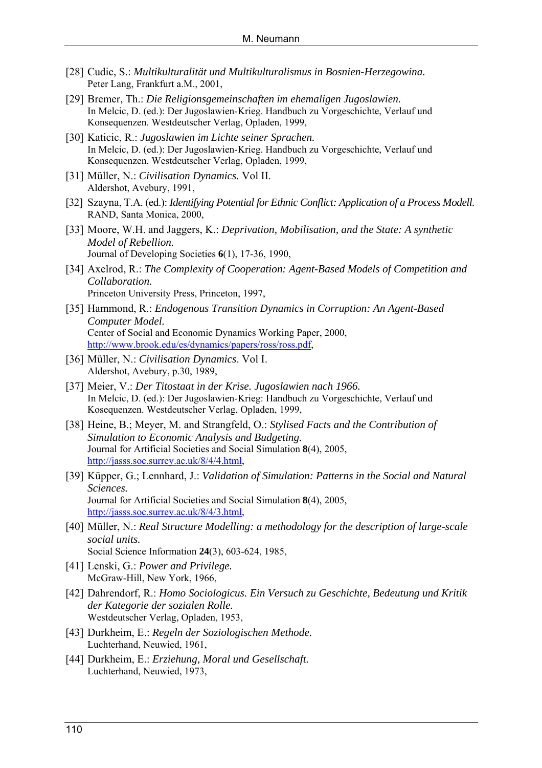[28] Cudic, S.: *Multikulturalität und Multikulturalismus in Bosnien-Herzegowina.* Peter Lang, Frankfurt a.M., 2001,

[29] Bremer, Th.: *Die Religionsgemeinschaften im ehemaligen Jugoslawien.* In Melcic, D. (ed.): Der Jugoslawien-Krieg. Handbuch zu Vorgeschichte, Verlauf und Konsequenzen. Westdeutscher Verlag, Opladen, 1999,

[30] Katicic, R.: *Jugoslawien im Lichte seiner Sprachen.* In Melcic, D. (ed.): Der Jugoslawien-Krieg. Handbuch zu Vorgeschichte, Verlauf und Konsequenzen. Westdeutscher Verlag, Opladen, 1999,

[31] Müller, N.: *Civilisation Dynamics.* Vol II. Aldershot, Avebury, 1991,

[32] Szayna, T.A. (ed.): *Identifying Potential for Ethnic Conflict: Application of a Process Modell.* RAND, Santa Monica, 2000,

[33] Moore, W.H. and Jaggers, K.: *Deprivation, Mobilisation, and the State: A synthetic Model of Rebellion.* Journal of Developing Societies **6**(1), 17-36, 1990,

[34] Axelrod, R.: *The Complexity of Cooperation: Agent-Based Models of Competition and Collaboration.* Princeton University Press, Princeton, 1997,

[35] Hammond, R.: *Endogenous Transition Dynamics in Corruption: An Agent-Based Computer Model.* Center of Social and Economic Dynamics Working Paper, 2000, http://www.brook.edu/es/dynamics/papers/ross/ross.pdf,

[36] Müller, N.: *Civilisation Dynamics*. Vol I. Aldershot, Avebury, p.30, 1989,

[37] Meier, V.: *Der Titostaat in der Krise. Jugoslawien nach 1966.* In Melcic, D. (ed.): Der Jugoslawien-Krieg: Handbuch zu Vorgeschichte, Verlauf und Kosequenzen. Westdeutscher Verlag, Opladen, 1999,

[38] Heine, B.; Meyer, M. and Strangfeld, O.: *Stylised Facts and the Contribution of Simulation to Economic Analysis and Budgeting.* Journal for Artificial Societies and Social Simulation **8**(4), 2005, http://jasss.soc.surrey.ac.uk/8/4/4.html,

[39] Küpper, G.; Lennhard, J.: *Validation of Simulation: Patterns in the Social and Natural Sciences.* Journal for Artificial Societies and Social Simulation **8**(4), 2005, http://jasss.soc.surrey.ac.uk/8/4/3.html,

[40] Müller, N.: *Real Structure Modelling: a methodology for the description of large-scale social units.* Social Science Information **24**(3), 603-624, 1985,

[41] Lenski, G.: *Power and Privilege.* McGraw-Hill, New York, 1966,

[42] Dahrendorf, R.: *Homo Sociologicus. Ein Versuch zu Geschichte, Bedeutung und Kritik der Kategorie der sozialen Rolle.* Westdeutscher Verlag, Opladen, 1953,

[43] Durkheim, E.: *Regeln der Soziologischen Methode.* Luchterhand, Neuwied, 1961,

[44] Durkheim, E.: *Erziehung, Moral und Gesellschaft.* Luchterhand, Neuwied, 1973,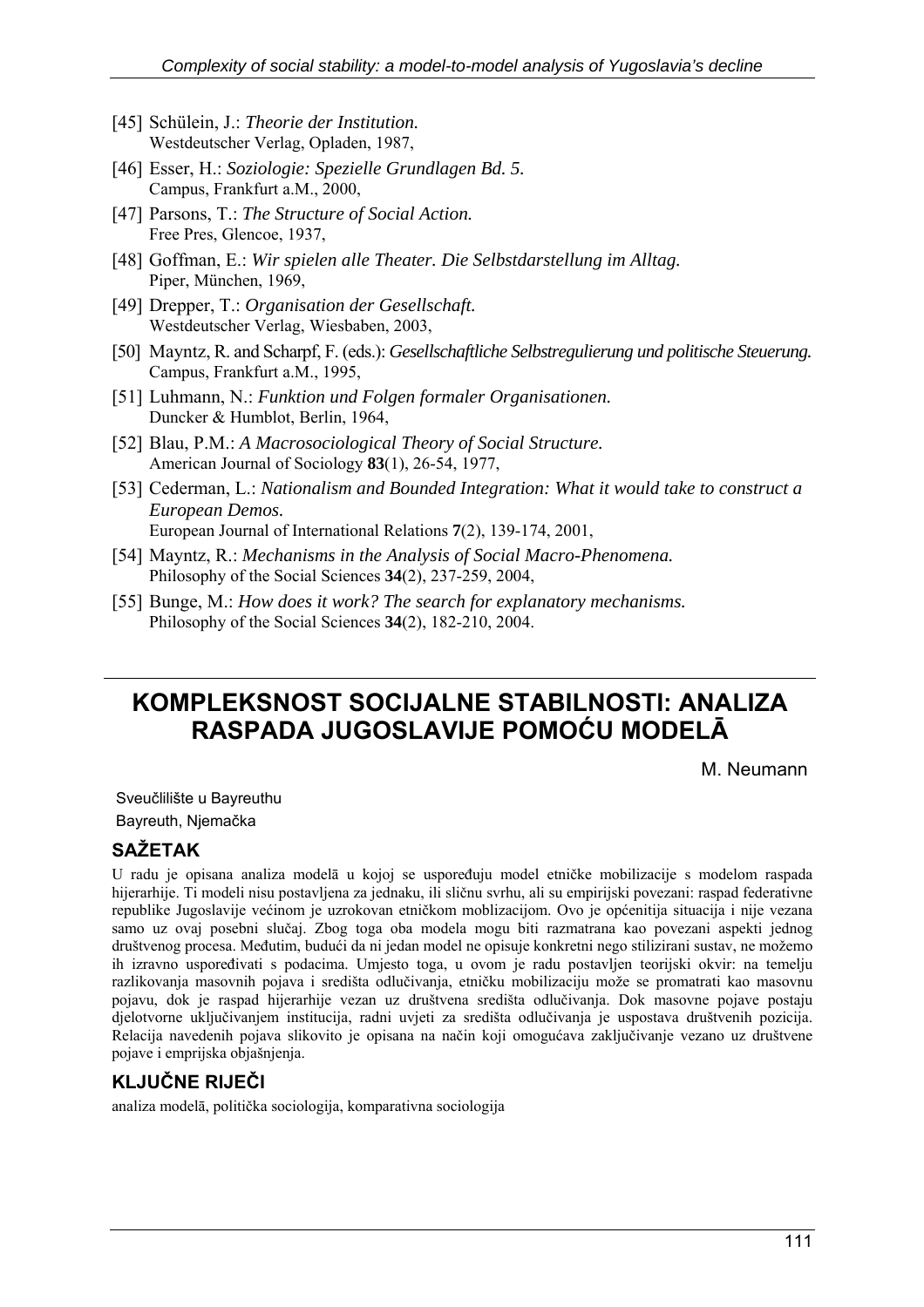[45] Schülein, J.: *Theorie der Institution.*
Westdeutscher Verlag, Opladen, 1987,

[46] Esser, H.: *Soziologie: Spezielle Grundlagen Bd. 5.*
Campus, Frankfurt a.M., 2000,

[47] Parsons, T.: *The Structure of Social Action.*
Free Pres, Glencoe, 1937,

[48] Goffman, E.: *Wir spielen alle Theater. Die Selbstdarstellung im Alltag.*
Piper, München, 1969,

[49] Drepper, T.: *Organisation der Gesellschaft.*
Westdeutscher Verlag, Wiesbaben, 2003,

[50] Mayntz, R. and Scharpf, F. (eds.): *Gesellschaftliche Selbstregulierung und politische Steuerung.*
Campus, Frankfurt a.M., 1995,

[51] Luhmann, N.: *Funktion und Folgen formaler Organisationen.*
Duncker & Humblot, Berlin, 1964,

[52] Blau, P.M.: *A Macrosociological Theory of Social Structure.*
American Journal of Sociology **83**(1), 26-54, 1977,

[53] Cederman, L.: *Nationalism and Bounded Integration: What it would take to construct a European Demos.*
European Journal of International Relations **7**(2), 139-174, 2001,

[54] Mayntz, R.: *Mechanisms in the Analysis of Social Macro-Phenomena.*
Philosophy of the Social Sciences **34**(2), 237-259, 2004,

[55] Bunge, M.: *How does it work? The search for explanatory mechanisms.*
Philosophy of the Social Sciences **34**(2), 182-210, 2004.

# KOMPLEKSNOST SOCIJALNE STABILNOSTI: ANALIZA RASPADA JUGOSLAVIJE POMOĆU MODELĀ

M. Neumann

Sveučlilište u Bayreuthu
Bayreuth, Njemačka

## SAŽETAK

U radu je opisana analiza modelā u kojoj se uspoređuju model etničke mobilizacije s modelom raspada hijerarhije. Ti modeli nisu postavljena za jednaku, ili sličnu svrhu, ali su empirijski povezani: raspad federativne republike Jugoslavije većinom je uzrokovan etničkom moblizacijom. Ovo je općenitija situacija i nije vezana samo uz ovaj posebni slučaj. Zbog toga oba modela mogu biti razmatrana kao povezani aspekti jednog društvenog procesa. Međutim, budući da ni jedan model ne opisuje konkretni nego stilizirani sustav, ne možemo ih izravno uspoređivati s podacima. Umjesto toga, u ovom je radu postavljen teorijski okvir: na temelju razlikovanja masovnih pojava i središta odlučivanja, etničku mobilizaciju može se promatrati kao masovnu pojavu, dok je raspad hijerarhije vezan uz društvena središta odlučivanja. Dok masovne pojave postaju djelotvorne uključivanjem institucija, radni uvjeti za središta odlučivanja je uspostava društvenih pozicija. Relacija navedenih pojava slikovito je opisana na način koji omogućava zaključivanje vezano uz društvene pojave i emprijska objašnjenja.

## KLJUČNE RIJEČI

analiza modelā, politička sociologija, komparativna sociologija